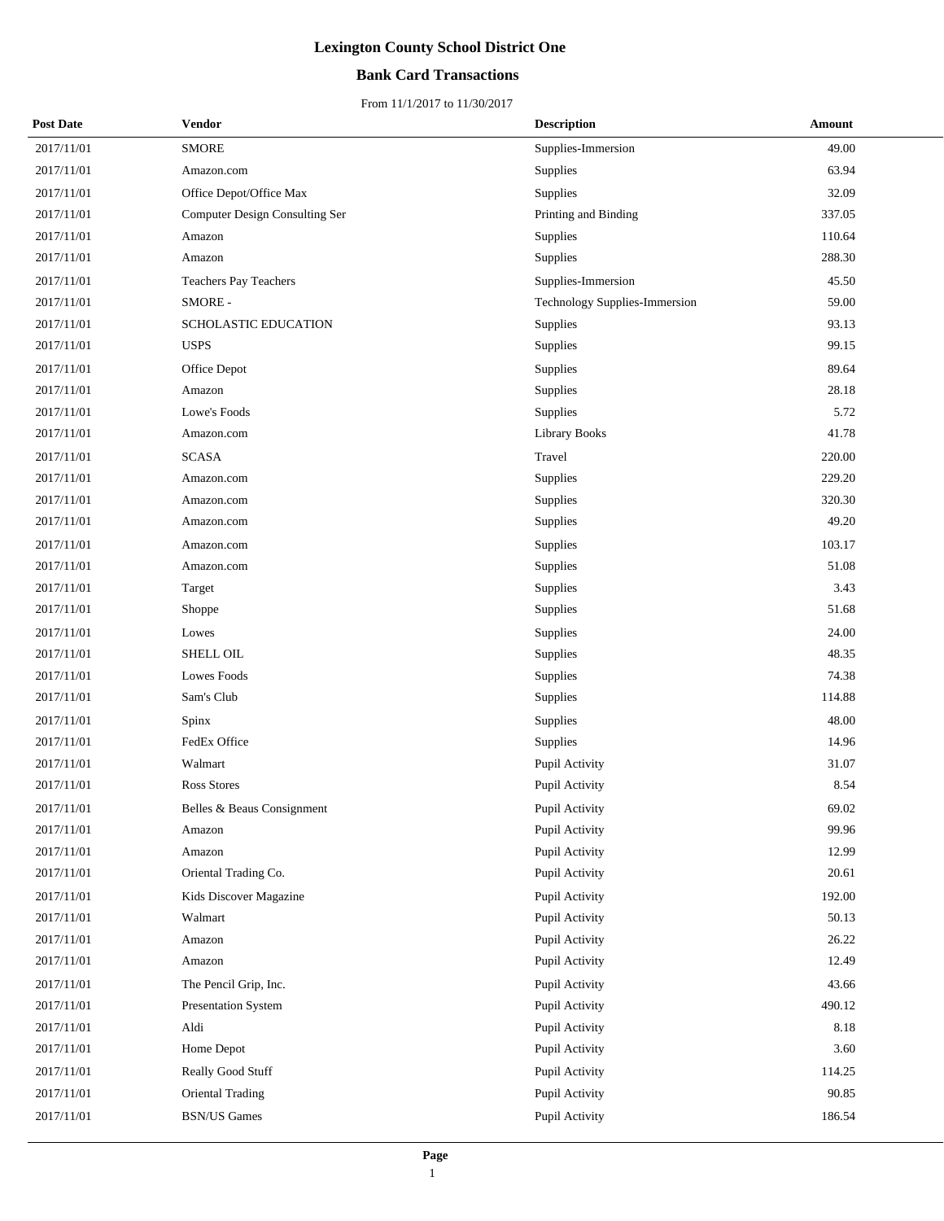# Lexington County School District One

## Bank Card Transactions

From 11/1/2017 to 11/30/2017

| Post Date | Vendor | Description | Amount |
|---|---|---|---|
| 2017/11/01 | SMORE | Supplies-Immersion | 49.00 |
| 2017/11/01 | Amazon.com | Supplies | 63.94 |
| 2017/11/01 | Office Depot/Office Max | Supplies | 32.09 |
| 2017/11/01 | Computer Design Consulting Ser | Printing and Binding | 337.05 |
| 2017/11/01 | Amazon | Supplies | 110.64 |
| 2017/11/01 | Amazon | Supplies | 288.30 |
| 2017/11/01 | Teachers Pay Teachers | Supplies-Immersion | 45.50 |
| 2017/11/01 | SMORE - | Technology Supplies-Immersion | 59.00 |
| 2017/11/01 | SCHOLASTIC EDUCATION | Supplies | 93.13 |
| 2017/11/01 | USPS | Supplies | 99.15 |
| 2017/11/01 | Office Depot | Supplies | 89.64 |
| 2017/11/01 | Amazon | Supplies | 28.18 |
| 2017/11/01 | Lowe's Foods | Supplies | 5.72 |
| 2017/11/01 | Amazon.com | Library Books | 41.78 |
| 2017/11/01 | SCASA | Travel | 220.00 |
| 2017/11/01 | Amazon.com | Supplies | 229.20 |
| 2017/11/01 | Amazon.com | Supplies | 320.30 |
| 2017/11/01 | Amazon.com | Supplies | 49.20 |
| 2017/11/01 | Amazon.com | Supplies | 103.17 |
| 2017/11/01 | Amazon.com | Supplies | 51.08 |
| 2017/11/01 | Target | Supplies | 3.43 |
| 2017/11/01 | Shoppe | Supplies | 51.68 |
| 2017/11/01 | Lowes | Supplies | 24.00 |
| 2017/11/01 | SHELL OIL | Supplies | 48.35 |
| 2017/11/01 | Lowes Foods | Supplies | 74.38 |
| 2017/11/01 | Sam's Club | Supplies | 114.88 |
| 2017/11/01 | Spinx | Supplies | 48.00 |
| 2017/11/01 | FedEx Office | Supplies | 14.96 |
| 2017/11/01 | Walmart | Pupil Activity | 31.07 |
| 2017/11/01 | Ross Stores | Pupil Activity | 8.54 |
| 2017/11/01 | Belles & Beaus Consignment | Pupil Activity | 69.02 |
| 2017/11/01 | Amazon | Pupil Activity | 99.96 |
| 2017/11/01 | Amazon | Pupil Activity | 12.99 |
| 2017/11/01 | Oriental Trading Co. | Pupil Activity | 20.61 |
| 2017/11/01 | Kids Discover Magazine | Pupil Activity | 192.00 |
| 2017/11/01 | Walmart | Pupil Activity | 50.13 |
| 2017/11/01 | Amazon | Pupil Activity | 26.22 |
| 2017/11/01 | Amazon | Pupil Activity | 12.49 |
| 2017/11/01 | The Pencil Grip, Inc. | Pupil Activity | 43.66 |
| 2017/11/01 | Presentation System | Pupil Activity | 490.12 |
| 2017/11/01 | Aldi | Pupil Activity | 8.18 |
| 2017/11/01 | Home Depot | Pupil Activity | 3.60 |
| 2017/11/01 | Really Good Stuff | Pupil Activity | 114.25 |
| 2017/11/01 | Oriental Trading | Pupil Activity | 90.85 |
| 2017/11/01 | BSN/US Games | Pupil Activity | 186.54 |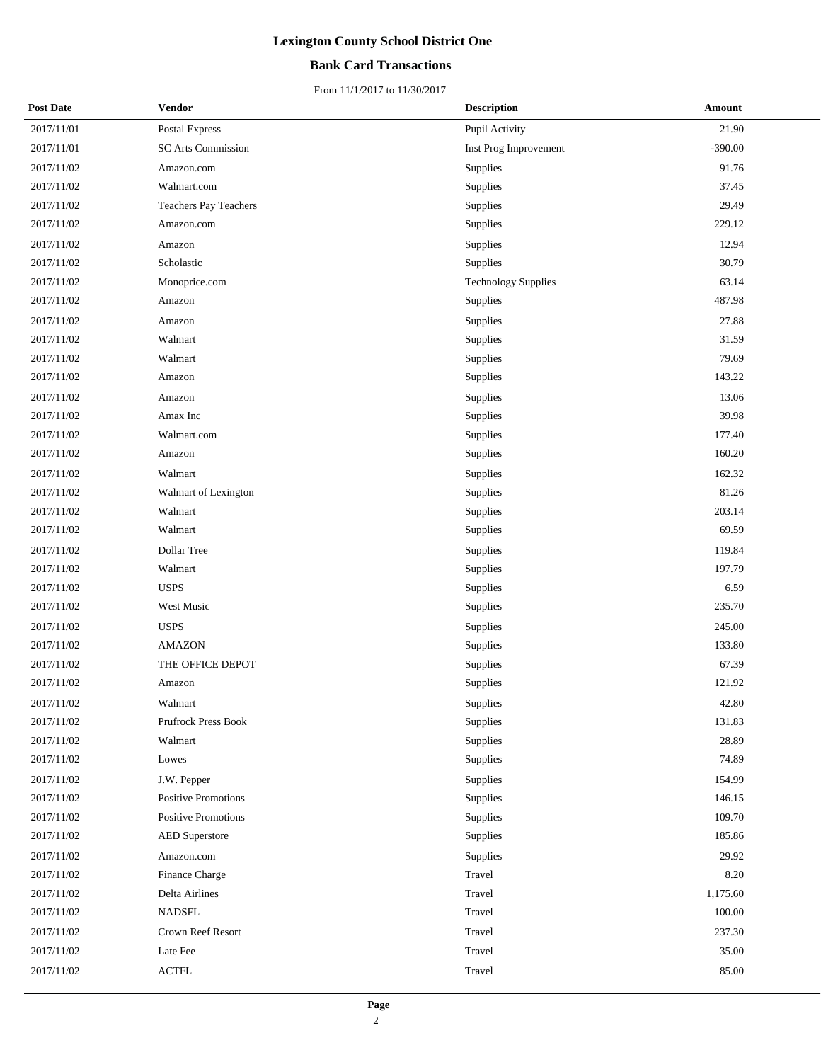# Lexington County School District One

## Bank Card Transactions

From 11/1/2017 to 11/30/2017

| Post Date | Vendor | Description | Amount |
|---|---|---|---|
| 2017/11/01 | Postal Express | Pupil Activity | 21.90 |
| 2017/11/01 | SC Arts Commission | Inst Prog Improvement | -390.00 |
| 2017/11/02 | Amazon.com | Supplies | 91.76 |
| 2017/11/02 | Walmart.com | Supplies | 37.45 |
| 2017/11/02 | Teachers Pay Teachers | Supplies | 29.49 |
| 2017/11/02 | Amazon.com | Supplies | 229.12 |
| 2017/11/02 | Amazon | Supplies | 12.94 |
| 2017/11/02 | Scholastic | Supplies | 30.79 |
| 2017/11/02 | Monoprice.com | Technology Supplies | 63.14 |
| 2017/11/02 | Amazon | Supplies | 487.98 |
| 2017/11/02 | Amazon | Supplies | 27.88 |
| 2017/11/02 | Walmart | Supplies | 31.59 |
| 2017/11/02 | Walmart | Supplies | 79.69 |
| 2017/11/02 | Amazon | Supplies | 143.22 |
| 2017/11/02 | Amazon | Supplies | 13.06 |
| 2017/11/02 | Amax Inc | Supplies | 39.98 |
| 2017/11/02 | Walmart.com | Supplies | 177.40 |
| 2017/11/02 | Amazon | Supplies | 160.20 |
| 2017/11/02 | Walmart | Supplies | 162.32 |
| 2017/11/02 | Walmart of Lexington | Supplies | 81.26 |
| 2017/11/02 | Walmart | Supplies | 203.14 |
| 2017/11/02 | Walmart | Supplies | 69.59 |
| 2017/11/02 | Dollar Tree | Supplies | 119.84 |
| 2017/11/02 | Walmart | Supplies | 197.79 |
| 2017/11/02 | USPS | Supplies | 6.59 |
| 2017/11/02 | West Music | Supplies | 235.70 |
| 2017/11/02 | USPS | Supplies | 245.00 |
| 2017/11/02 | AMAZON | Supplies | 133.80 |
| 2017/11/02 | THE OFFICE DEPOT | Supplies | 67.39 |
| 2017/11/02 | Amazon | Supplies | 121.92 |
| 2017/11/02 | Walmart | Supplies | 42.80 |
| 2017/11/02 | Prufrock Press Book | Supplies | 131.83 |
| 2017/11/02 | Walmart | Supplies | 28.89 |
| 2017/11/02 | Lowes | Supplies | 74.89 |
| 2017/11/02 | J.W. Pepper | Supplies | 154.99 |
| 2017/11/02 | Positive Promotions | Supplies | 146.15 |
| 2017/11/02 | Positive Promotions | Supplies | 109.70 |
| 2017/11/02 | AED Superstore | Supplies | 185.86 |
| 2017/11/02 | Amazon.com | Supplies | 29.92 |
| 2017/11/02 | Finance Charge | Travel | 8.20 |
| 2017/11/02 | Delta Airlines | Travel | 1,175.60 |
| 2017/11/02 | NADSFL | Travel | 100.00 |
| 2017/11/02 | Crown Reef Resort | Travel | 237.30 |
| 2017/11/02 | Late Fee | Travel | 35.00 |
| 2017/11/02 | ACTFL | Travel | 85.00 |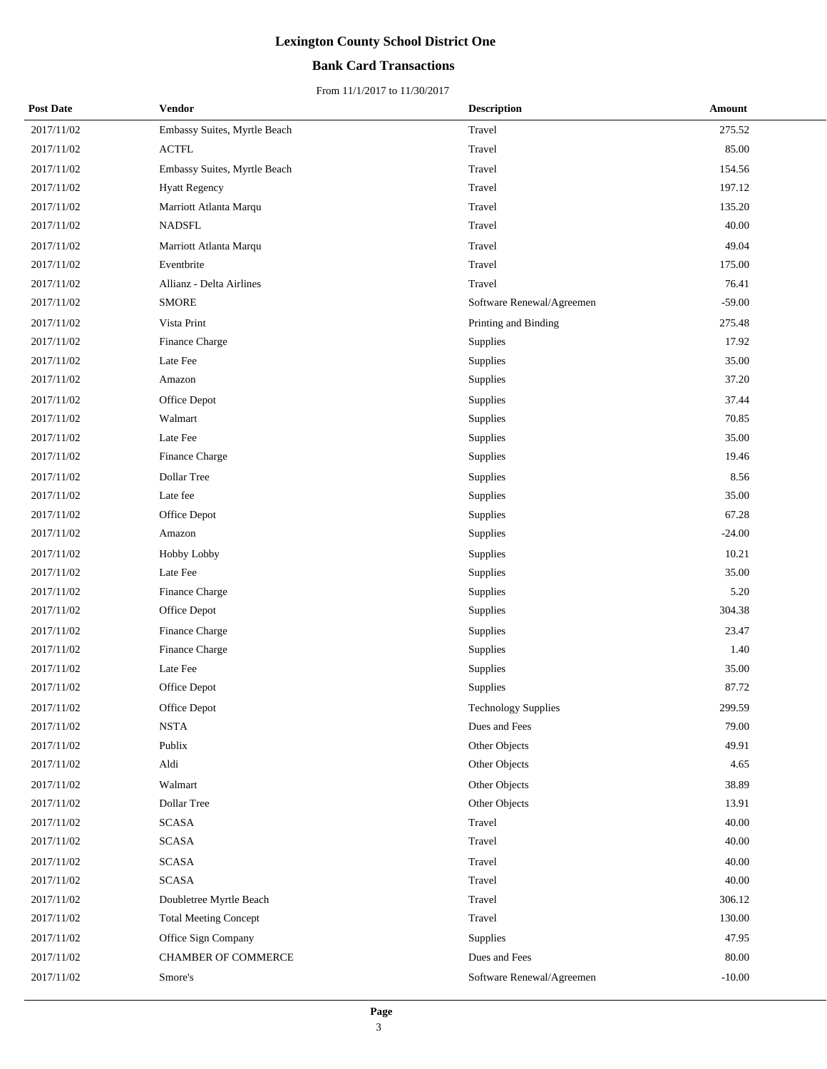# Lexington County School District One

## Bank Card Transactions

From 11/1/2017 to 11/30/2017

| Post Date | Vendor | Description | Amount |
|---|---|---|---|
| 2017/11/02 | Embassy Suites, Myrtle Beach | Travel | 275.52 |
| 2017/11/02 | ACTFL | Travel | 85.00 |
| 2017/11/02 | Embassy Suites, Myrtle Beach | Travel | 154.56 |
| 2017/11/02 | Hyatt Regency | Travel | 197.12 |
| 2017/11/02 | Marriott Atlanta Marqu | Travel | 135.20 |
| 2017/11/02 | NADSFL | Travel | 40.00 |
| 2017/11/02 | Marriott Atlanta Marqu | Travel | 49.04 |
| 2017/11/02 | Eventbrite | Travel | 175.00 |
| 2017/11/02 | Allianz - Delta Airlines | Travel | 76.41 |
| 2017/11/02 | SMORE | Software Renewal/Agreemen | -59.00 |
| 2017/11/02 | Vista Print | Printing and Binding | 275.48 |
| 2017/11/02 | Finance Charge | Supplies | 17.92 |
| 2017/11/02 | Late Fee | Supplies | 35.00 |
| 2017/11/02 | Amazon | Supplies | 37.20 |
| 2017/11/02 | Office Depot | Supplies | 37.44 |
| 2017/11/02 | Walmart | Supplies | 70.85 |
| 2017/11/02 | Late Fee | Supplies | 35.00 |
| 2017/11/02 | Finance Charge | Supplies | 19.46 |
| 2017/11/02 | Dollar Tree | Supplies | 8.56 |
| 2017/11/02 | Late fee | Supplies | 35.00 |
| 2017/11/02 | Office Depot | Supplies | 67.28 |
| 2017/11/02 | Amazon | Supplies | -24.00 |
| 2017/11/02 | Hobby Lobby | Supplies | 10.21 |
| 2017/11/02 | Late Fee | Supplies | 35.00 |
| 2017/11/02 | Finance Charge | Supplies | 5.20 |
| 2017/11/02 | Office Depot | Supplies | 304.38 |
| 2017/11/02 | Finance Charge | Supplies | 23.47 |
| 2017/11/02 | Finance Charge | Supplies | 1.40 |
| 2017/11/02 | Late Fee | Supplies | 35.00 |
| 2017/11/02 | Office Depot | Supplies | 87.72 |
| 2017/11/02 | Office Depot | Technology Supplies | 299.59 |
| 2017/11/02 | NSTA | Dues and Fees | 79.00 |
| 2017/11/02 | Publix | Other Objects | 49.91 |
| 2017/11/02 | Aldi | Other Objects | 4.65 |
| 2017/11/02 | Walmart | Other Objects | 38.89 |
| 2017/11/02 | Dollar Tree | Other Objects | 13.91 |
| 2017/11/02 | SCASA | Travel | 40.00 |
| 2017/11/02 | SCASA | Travel | 40.00 |
| 2017/11/02 | SCASA | Travel | 40.00 |
| 2017/11/02 | SCASA | Travel | 40.00 |
| 2017/11/02 | Doubletree Myrtle Beach | Travel | 306.12 |
| 2017/11/02 | Total Meeting Concept | Travel | 130.00 |
| 2017/11/02 | Office Sign Company | Supplies | 47.95 |
| 2017/11/02 | CHAMBER OF COMMERCE | Dues and Fees | 80.00 |
| 2017/11/02 | Smore's | Software Renewal/Agreemen | -10.00 |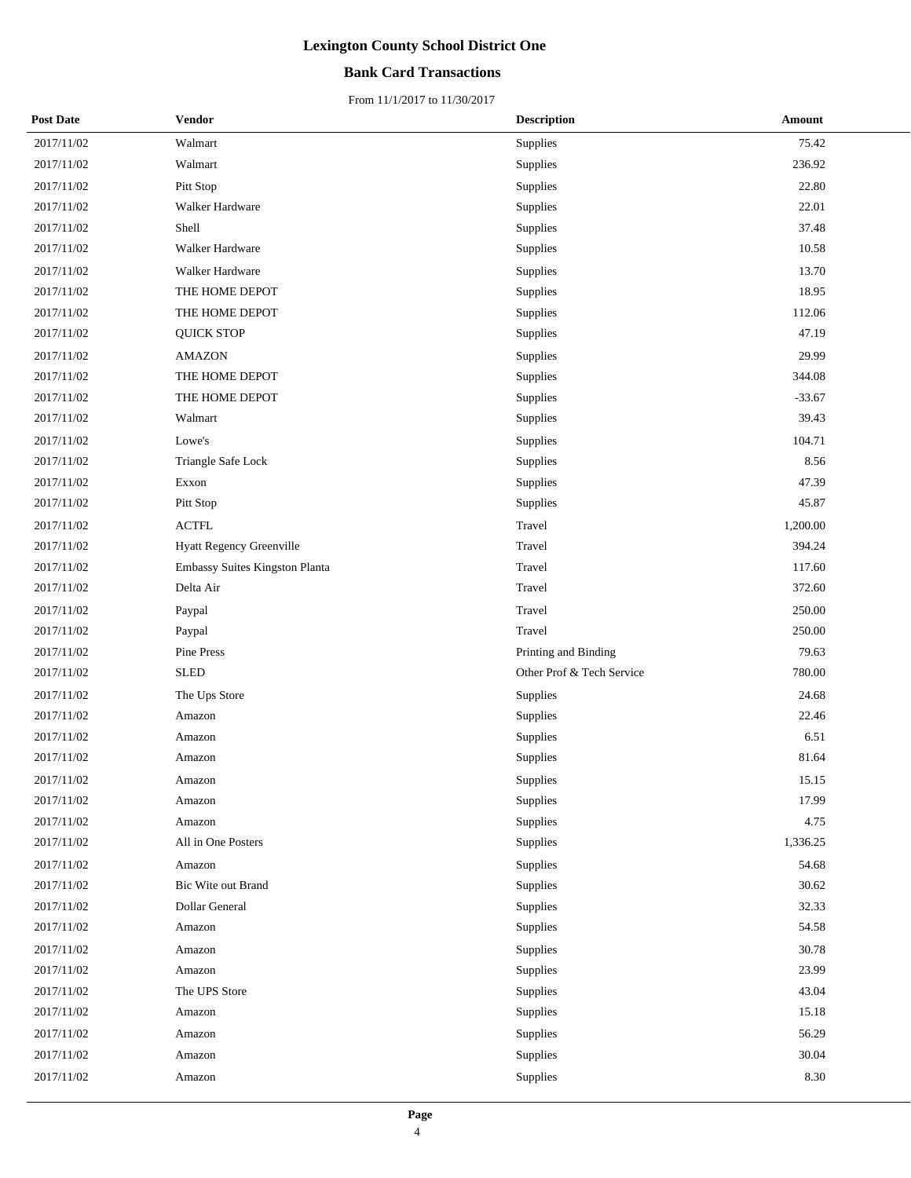# Lexington County School District One

## Bank Card Transactions

From 11/1/2017 to 11/30/2017

| Post Date | Vendor | Description | Amount |
|---|---|---|---|
| 2017/11/02 | Walmart | Supplies | 75.42 |
| 2017/11/02 | Walmart | Supplies | 236.92 |
| 2017/11/02 | Pitt Stop | Supplies | 22.80 |
| 2017/11/02 | Walker Hardware | Supplies | 22.01 |
| 2017/11/02 | Shell | Supplies | 37.48 |
| 2017/11/02 | Walker Hardware | Supplies | 10.58 |
| 2017/11/02 | Walker Hardware | Supplies | 13.70 |
| 2017/11/02 | THE HOME DEPOT | Supplies | 18.95 |
| 2017/11/02 | THE HOME DEPOT | Supplies | 112.06 |
| 2017/11/02 | QUICK STOP | Supplies | 47.19 |
| 2017/11/02 | AMAZON | Supplies | 29.99 |
| 2017/11/02 | THE HOME DEPOT | Supplies | 344.08 |
| 2017/11/02 | THE HOME DEPOT | Supplies | -33.67 |
| 2017/11/02 | Walmart | Supplies | 39.43 |
| 2017/11/02 | Lowe's | Supplies | 104.71 |
| 2017/11/02 | Triangle Safe Lock | Supplies | 8.56 |
| 2017/11/02 | Exxon | Supplies | 47.39 |
| 2017/11/02 | Pitt Stop | Supplies | 45.87 |
| 2017/11/02 | ACTFL | Travel | 1,200.00 |
| 2017/11/02 | Hyatt Regency Greenville | Travel | 394.24 |
| 2017/11/02 | Embassy Suites Kingston Planta | Travel | 117.60 |
| 2017/11/02 | Delta Air | Travel | 372.60 |
| 2017/11/02 | Paypal | Travel | 250.00 |
| 2017/11/02 | Paypal | Travel | 250.00 |
| 2017/11/02 | Pine Press | Printing and Binding | 79.63 |
| 2017/11/02 | SLED | Other Prof & Tech Service | 780.00 |
| 2017/11/02 | The Ups Store | Supplies | 24.68 |
| 2017/11/02 | Amazon | Supplies | 22.46 |
| 2017/11/02 | Amazon | Supplies | 6.51 |
| 2017/11/02 | Amazon | Supplies | 81.64 |
| 2017/11/02 | Amazon | Supplies | 15.15 |
| 2017/11/02 | Amazon | Supplies | 17.99 |
| 2017/11/02 | Amazon | Supplies | 4.75 |
| 2017/11/02 | All in One Posters | Supplies | 1,336.25 |
| 2017/11/02 | Amazon | Supplies | 54.68 |
| 2017/11/02 | Bic Wite out Brand | Supplies | 30.62 |
| 2017/11/02 | Dollar General | Supplies | 32.33 |
| 2017/11/02 | Amazon | Supplies | 54.58 |
| 2017/11/02 | Amazon | Supplies | 30.78 |
| 2017/11/02 | Amazon | Supplies | 23.99 |
| 2017/11/02 | The UPS Store | Supplies | 43.04 |
| 2017/11/02 | Amazon | Supplies | 15.18 |
| 2017/11/02 | Amazon | Supplies | 56.29 |
| 2017/11/02 | Amazon | Supplies | 30.04 |
| 2017/11/02 | Amazon | Supplies | 8.30 |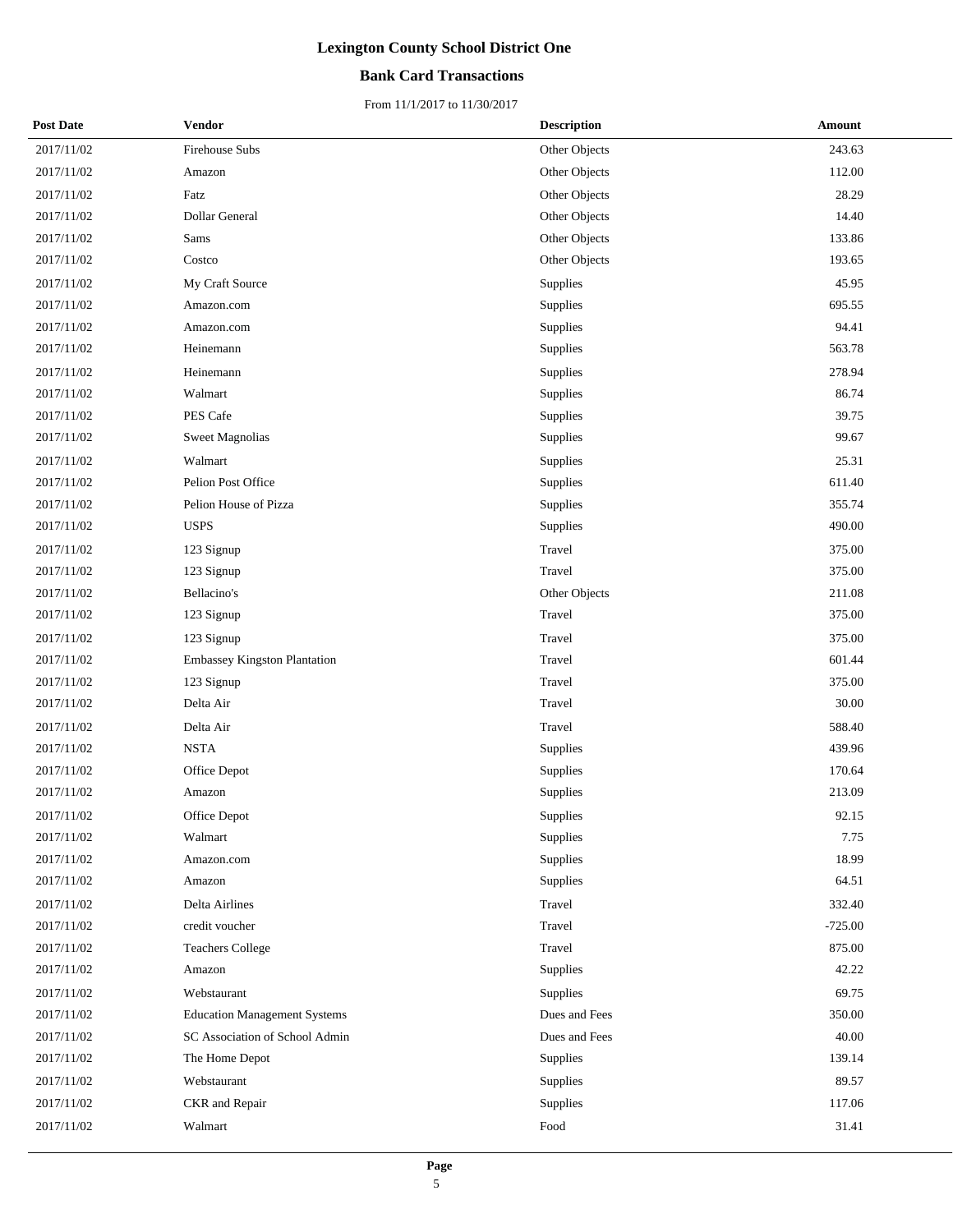# Lexington County School District One

## Bank Card Transactions

From 11/1/2017 to 11/30/2017

| Post Date | Vendor | Description | Amount |
|---|---|---|---|
| 2017/11/02 | Firehouse Subs | Other Objects | 243.63 |
| 2017/11/02 | Amazon | Other Objects | 112.00 |
| 2017/11/02 | Fatz | Other Objects | 28.29 |
| 2017/11/02 | Dollar General | Other Objects | 14.40 |
| 2017/11/02 | Sams | Other Objects | 133.86 |
| 2017/11/02 | Costco | Other Objects | 193.65 |
| 2017/11/02 | My Craft Source | Supplies | 45.95 |
| 2017/11/02 | Amazon.com | Supplies | 695.55 |
| 2017/11/02 | Amazon.com | Supplies | 94.41 |
| 2017/11/02 | Heinemann | Supplies | 563.78 |
| 2017/11/02 | Heinemann | Supplies | 278.94 |
| 2017/11/02 | Walmart | Supplies | 86.74 |
| 2017/11/02 | PES Cafe | Supplies | 39.75 |
| 2017/11/02 | Sweet Magnolias | Supplies | 99.67 |
| 2017/11/02 | Walmart | Supplies | 25.31 |
| 2017/11/02 | Pelion Post Office | Supplies | 611.40 |
| 2017/11/02 | Pelion House of Pizza | Supplies | 355.74 |
| 2017/11/02 | USPS | Supplies | 490.00 |
| 2017/11/02 | 123 Signup | Travel | 375.00 |
| 2017/11/02 | 123 Signup | Travel | 375.00 |
| 2017/11/02 | Bellacino's | Other Objects | 211.08 |
| 2017/11/02 | 123 Signup | Travel | 375.00 |
| 2017/11/02 | 123 Signup | Travel | 375.00 |
| 2017/11/02 | Embassey Kingston Plantation | Travel | 601.44 |
| 2017/11/02 | 123 Signup | Travel | 375.00 |
| 2017/11/02 | Delta Air | Travel | 30.00 |
| 2017/11/02 | Delta Air | Travel | 588.40 |
| 2017/11/02 | NSTA | Supplies | 439.96 |
| 2017/11/02 | Office Depot | Supplies | 170.64 |
| 2017/11/02 | Amazon | Supplies | 213.09 |
| 2017/11/02 | Office Depot | Supplies | 92.15 |
| 2017/11/02 | Walmart | Supplies | 7.75 |
| 2017/11/02 | Amazon.com | Supplies | 18.99 |
| 2017/11/02 | Amazon | Supplies | 64.51 |
| 2017/11/02 | Delta Airlines | Travel | 332.40 |
| 2017/11/02 | credit voucher | Travel | -725.00 |
| 2017/11/02 | Teachers College | Travel | 875.00 |
| 2017/11/02 | Amazon | Supplies | 42.22 |
| 2017/11/02 | Webstaurant | Supplies | 69.75 |
| 2017/11/02 | Education Management Systems | Dues and Fees | 350.00 |
| 2017/11/02 | SC Association of School Admin | Dues and Fees | 40.00 |
| 2017/11/02 | The Home Depot | Supplies | 139.14 |
| 2017/11/02 | Webstaurant | Supplies | 89.57 |
| 2017/11/02 | CKR and Repair | Supplies | 117.06 |
| 2017/11/02 | Walmart | Food | 31.41 |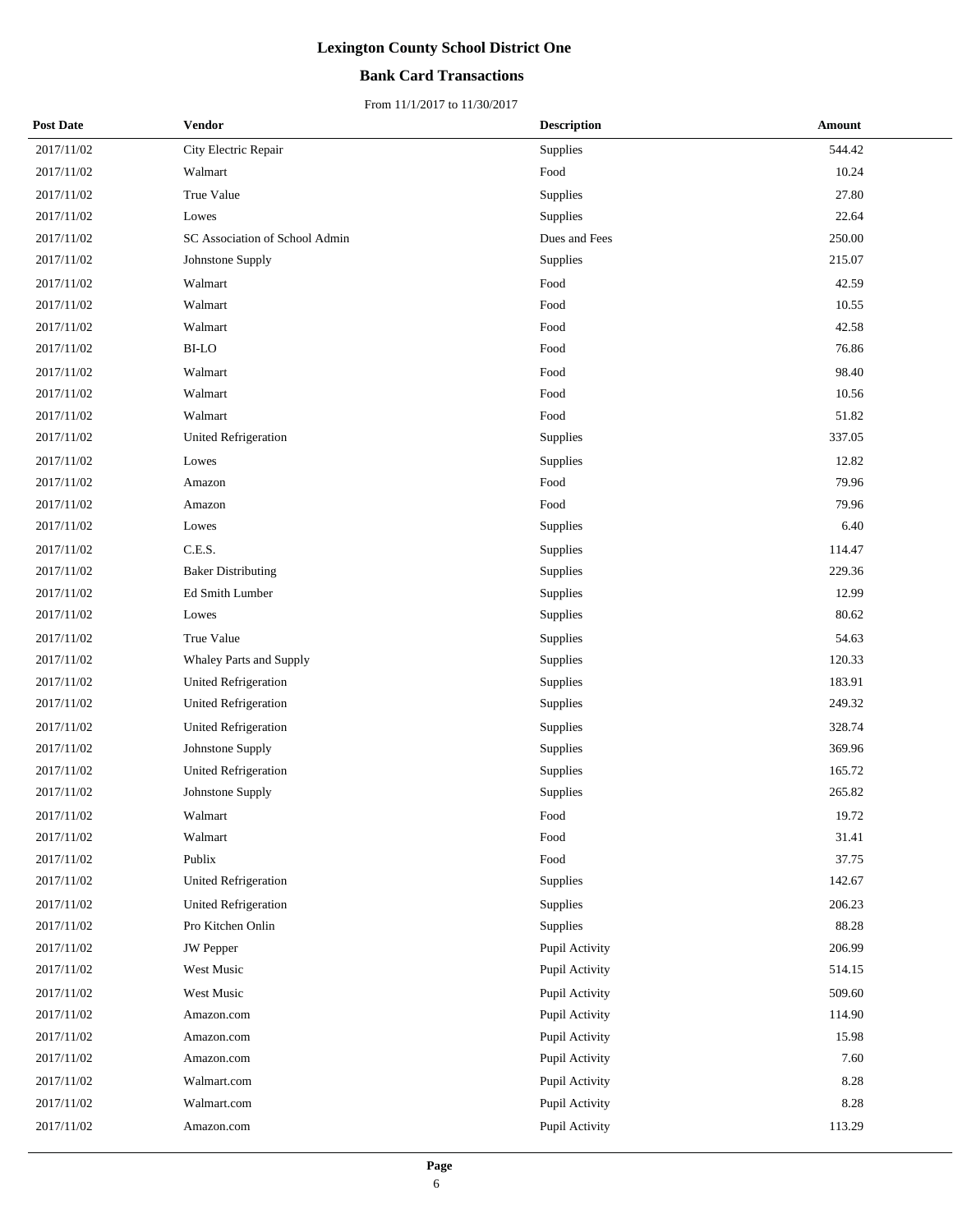# Lexington County School District One

## Bank Card Transactions

From 11/1/2017 to 11/30/2017

| Post Date | Vendor | Description | Amount |
|---|---|---|---|
| 2017/11/02 | City Electric Repair | Supplies | 544.42 |
| 2017/11/02 | Walmart | Food | 10.24 |
| 2017/11/02 | True Value | Supplies | 27.80 |
| 2017/11/02 | Lowes | Supplies | 22.64 |
| 2017/11/02 | SC Association of School Admin | Dues and Fees | 250.00 |
| 2017/11/02 | Johnstone Supply | Supplies | 215.07 |
| 2017/11/02 | Walmart | Food | 42.59 |
| 2017/11/02 | Walmart | Food | 10.55 |
| 2017/11/02 | Walmart | Food | 42.58 |
| 2017/11/02 | BI-LO | Food | 76.86 |
| 2017/11/02 | Walmart | Food | 98.40 |
| 2017/11/02 | Walmart | Food | 10.56 |
| 2017/11/02 | Walmart | Food | 51.82 |
| 2017/11/02 | United Refrigeration | Supplies | 337.05 |
| 2017/11/02 | Lowes | Supplies | 12.82 |
| 2017/11/02 | Amazon | Food | 79.96 |
| 2017/11/02 | Amazon | Food | 79.96 |
| 2017/11/02 | Lowes | Supplies | 6.40 |
| 2017/11/02 | C.E.S. | Supplies | 114.47 |
| 2017/11/02 | Baker Distributing | Supplies | 229.36 |
| 2017/11/02 | Ed Smith Lumber | Supplies | 12.99 |
| 2017/11/02 | Lowes | Supplies | 80.62 |
| 2017/11/02 | True Value | Supplies | 54.63 |
| 2017/11/02 | Whaley Parts and Supply | Supplies | 120.33 |
| 2017/11/02 | United Refrigeration | Supplies | 183.91 |
| 2017/11/02 | United Refrigeration | Supplies | 249.32 |
| 2017/11/02 | United Refrigeration | Supplies | 328.74 |
| 2017/11/02 | Johnstone Supply | Supplies | 369.96 |
| 2017/11/02 | United Refrigeration | Supplies | 165.72 |
| 2017/11/02 | Johnstone Supply | Supplies | 265.82 |
| 2017/11/02 | Walmart | Food | 19.72 |
| 2017/11/02 | Walmart | Food | 31.41 |
| 2017/11/02 | Publix | Food | 37.75 |
| 2017/11/02 | United Refrigeration | Supplies | 142.67 |
| 2017/11/02 | United Refrigeration | Supplies | 206.23 |
| 2017/11/02 | Pro Kitchen Onlin | Supplies | 88.28 |
| 2017/11/02 | JW Pepper | Pupil Activity | 206.99 |
| 2017/11/02 | West Music | Pupil Activity | 514.15 |
| 2017/11/02 | West Music | Pupil Activity | 509.60 |
| 2017/11/02 | Amazon.com | Pupil Activity | 114.90 |
| 2017/11/02 | Amazon.com | Pupil Activity | 15.98 |
| 2017/11/02 | Amazon.com | Pupil Activity | 7.60 |
| 2017/11/02 | Walmart.com | Pupil Activity | 8.28 |
| 2017/11/02 | Walmart.com | Pupil Activity | 8.28 |
| 2017/11/02 | Amazon.com | Pupil Activity | 113.29 |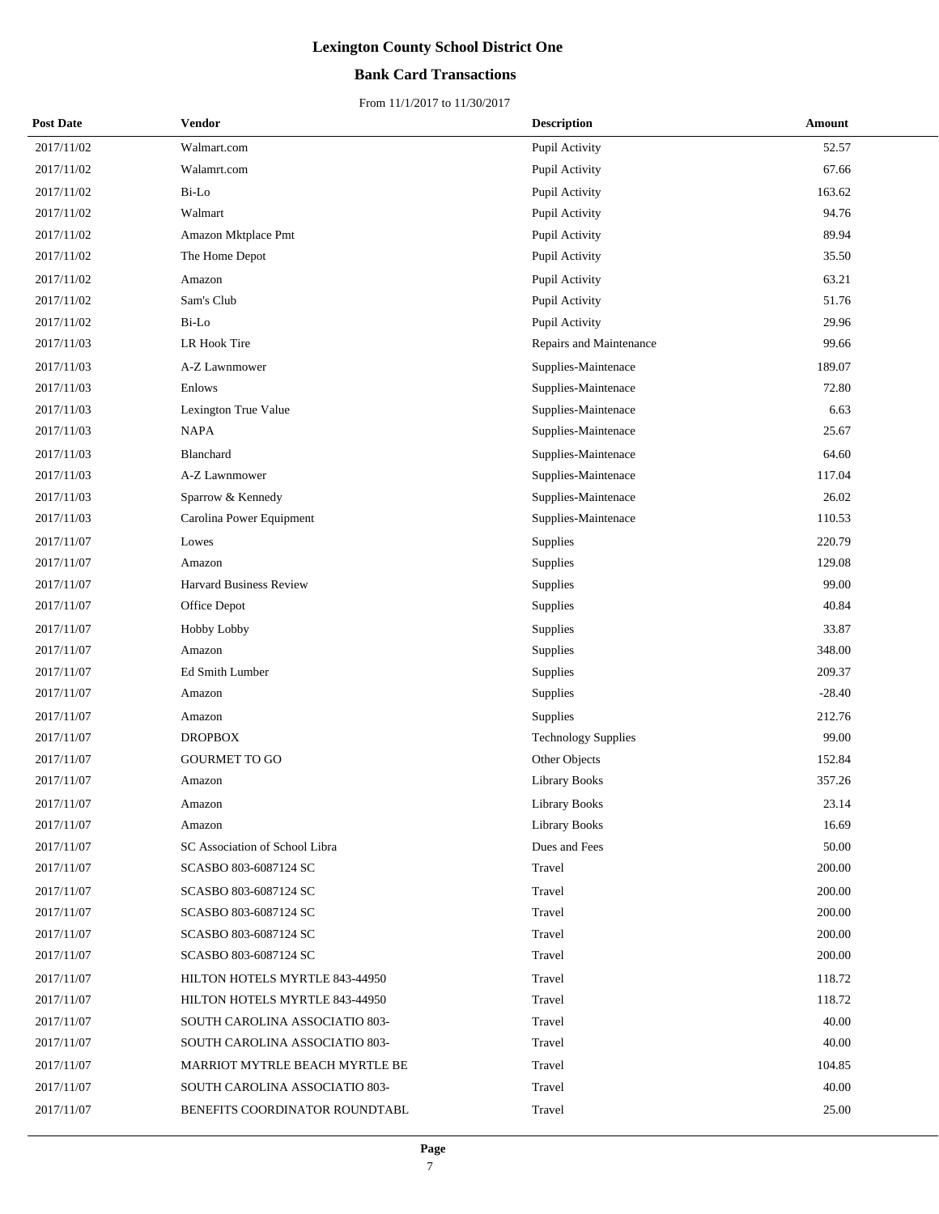# Lexington County School District One

## Bank Card Transactions

From 11/1/2017 to 11/30/2017

| Post Date | Vendor | Description | Amount |
|---|---|---|---|
| 2017/11/02 | Walmart.com | Pupil Activity | 52.57 |
| 2017/11/02 | Walamrt.com | Pupil Activity | 67.66 |
| 2017/11/02 | Bi-Lo | Pupil Activity | 163.62 |
| 2017/11/02 | Walmart | Pupil Activity | 94.76 |
| 2017/11/02 | Amazon Mktplace Pmt | Pupil Activity | 89.94 |
| 2017/11/02 | The Home Depot | Pupil Activity | 35.50 |
| 2017/11/02 | Amazon | Pupil Activity | 63.21 |
| 2017/11/02 | Sam's Club | Pupil Activity | 51.76 |
| 2017/11/02 | Bi-Lo | Pupil Activity | 29.96 |
| 2017/11/03 | LR Hook Tire | Repairs and Maintenance | 99.66 |
| 2017/11/03 | A-Z Lawnmower | Supplies-Maintenace | 189.07 |
| 2017/11/03 | Enlows | Supplies-Maintenace | 72.80 |
| 2017/11/03 | Lexington True Value | Supplies-Maintenace | 6.63 |
| 2017/11/03 | NAPA | Supplies-Maintenace | 25.67 |
| 2017/11/03 | Blanchard | Supplies-Maintenace | 64.60 |
| 2017/11/03 | A-Z Lawnmower | Supplies-Maintenace | 117.04 |
| 2017/11/03 | Sparrow & Kennedy | Supplies-Maintenace | 26.02 |
| 2017/11/03 | Carolina Power Equipment | Supplies-Maintenace | 110.53 |
| 2017/11/07 | Lowes | Supplies | 220.79 |
| 2017/11/07 | Amazon | Supplies | 129.08 |
| 2017/11/07 | Harvard Business Review | Supplies | 99.00 |
| 2017/11/07 | Office Depot | Supplies | 40.84 |
| 2017/11/07 | Hobby Lobby | Supplies | 33.87 |
| 2017/11/07 | Amazon | Supplies | 348.00 |
| 2017/11/07 | Ed Smith Lumber | Supplies | 209.37 |
| 2017/11/07 | Amazon | Supplies | -28.40 |
| 2017/11/07 | Amazon | Supplies | 212.76 |
| 2017/11/07 | DROPBOX | Technology Supplies | 99.00 |
| 2017/11/07 | GOURMET TO GO | Other Objects | 152.84 |
| 2017/11/07 | Amazon | Library Books | 357.26 |
| 2017/11/07 | Amazon | Library Books | 23.14 |
| 2017/11/07 | Amazon | Library Books | 16.69 |
| 2017/11/07 | SC Association of School Libra | Dues and Fees | 50.00 |
| 2017/11/07 | SCASBO 803-6087124 SC | Travel | 200.00 |
| 2017/11/07 | SCASBO 803-6087124 SC | Travel | 200.00 |
| 2017/11/07 | SCASBO 803-6087124 SC | Travel | 200.00 |
| 2017/11/07 | SCASBO 803-6087124 SC | Travel | 200.00 |
| 2017/11/07 | SCASBO 803-6087124 SC | Travel | 200.00 |
| 2017/11/07 | HILTON HOTELS MYRTLE 843-44950 | Travel | 118.72 |
| 2017/11/07 | HILTON HOTELS MYRTLE 843-44950 | Travel | 118.72 |
| 2017/11/07 | SOUTH CAROLINA ASSOCIATIO 803- | Travel | 40.00 |
| 2017/11/07 | SOUTH CAROLINA ASSOCIATIO 803- | Travel | 40.00 |
| 2017/11/07 | MARRIOT MYTRLE BEACH MYRTLE BE | Travel | 104.85 |
| 2017/11/07 | SOUTH CAROLINA ASSOCIATIO 803- | Travel | 40.00 |
| 2017/11/07 | BENEFITS COORDINATOR ROUNDTABL | Travel | 25.00 |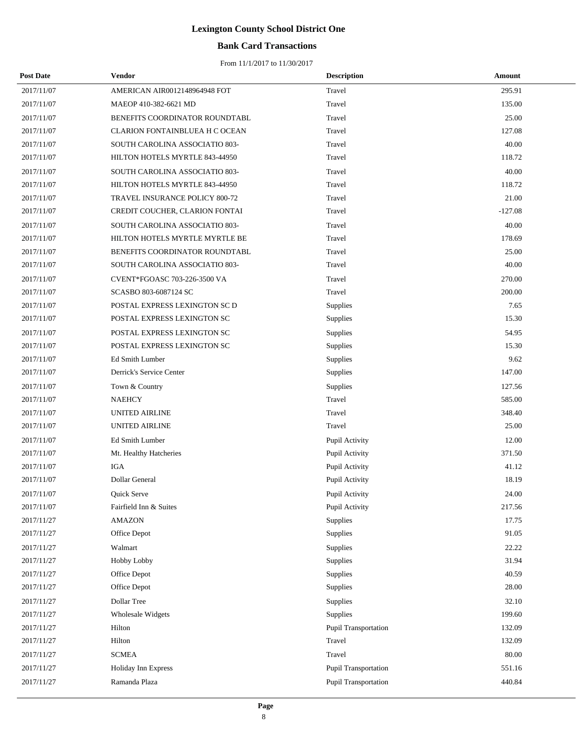# Lexington County School District One

## Bank Card Transactions

From 11/1/2017 to 11/30/2017

| Post Date | Vendor | Description | Amount |
| --- | --- | --- | --- |
| 2017/11/07 | AMERICAN AIR0012148964948 FOT | Travel | 295.91 |
| 2017/11/07 | MAEOP 410-382-6621 MD | Travel | 135.00 |
| 2017/11/07 | BENEFITS COORDINATOR ROUNDTABL | Travel | 25.00 |
| 2017/11/07 | CLARION FONTAINBLUEA H C OCEAN | Travel | 127.08 |
| 2017/11/07 | SOUTH CAROLINA ASSOCIATIO 803- | Travel | 40.00 |
| 2017/11/07 | HILTON HOTELS MYRTLE 843-44950 | Travel | 118.72 |
| 2017/11/07 | SOUTH CAROLINA ASSOCIATIO 803- | Travel | 40.00 |
| 2017/11/07 | HILTON HOTELS MYRTLE 843-44950 | Travel | 118.72 |
| 2017/11/07 | TRAVEL INSURANCE POLICY 800-72 | Travel | 21.00 |
| 2017/11/07 | CREDIT COUCHER, CLARION FONTAI | Travel | -127.08 |
| 2017/11/07 | SOUTH CAROLINA ASSOCIATIO 803- | Travel | 40.00 |
| 2017/11/07 | HILTON HOTELS MYRTLE MYRTLE BE | Travel | 178.69 |
| 2017/11/07 | BENEFITS COORDINATOR ROUNDTABL | Travel | 25.00 |
| 2017/11/07 | SOUTH CAROLINA ASSOCIATIO 803- | Travel | 40.00 |
| 2017/11/07 | CVENT*FGOASC 703-226-3500 VA | Travel | 270.00 |
| 2017/11/07 | SCASBO 803-6087124 SC | Travel | 200.00 |
| 2017/11/07 | POSTAL EXPRESS LEXINGTON SC D | Supplies | 7.65 |
| 2017/11/07 | POSTAL EXPRESS LEXINGTON SC | Supplies | 15.30 |
| 2017/11/07 | POSTAL EXPRESS LEXINGTON SC | Supplies | 54.95 |
| 2017/11/07 | POSTAL EXPRESS LEXINGTON SC | Supplies | 15.30 |
| 2017/11/07 | Ed Smith Lumber | Supplies | 9.62 |
| 2017/11/07 | Derrick's Service Center | Supplies | 147.00 |
| 2017/11/07 | Town & Country | Supplies | 127.56 |
| 2017/11/07 | NAEHCY | Travel | 585.00 |
| 2017/11/07 | UNITED AIRLINE | Travel | 348.40 |
| 2017/11/07 | UNITED AIRLINE | Travel | 25.00 |
| 2017/11/07 | Ed Smith Lumber | Pupil Activity | 12.00 |
| 2017/11/07 | Mt. Healthy Hatcheries | Pupil Activity | 371.50 |
| 2017/11/07 | IGA | Pupil Activity | 41.12 |
| 2017/11/07 | Dollar General | Pupil Activity | 18.19 |
| 2017/11/07 | Quick Serve | Pupil Activity | 24.00 |
| 2017/11/07 | Fairfield Inn & Suites | Pupil Activity | 217.56 |
| 2017/11/27 | AMAZON | Supplies | 17.75 |
| 2017/11/27 | Office Depot | Supplies | 91.05 |
| 2017/11/27 | Walmart | Supplies | 22.22 |
| 2017/11/27 | Hobby Lobby | Supplies | 31.94 |
| 2017/11/27 | Office Depot | Supplies | 40.59 |
| 2017/11/27 | Office Depot | Supplies | 28.00 |
| 2017/11/27 | Dollar Tree | Supplies | 32.10 |
| 2017/11/27 | Wholesale Widgets | Supplies | 199.60 |
| 2017/11/27 | Hilton | Pupil Transportation | 132.09 |
| 2017/11/27 | Hilton | Travel | 132.09 |
| 2017/11/27 | SCMEA | Travel | 80.00 |
| 2017/11/27 | Holiday Inn Express | Pupil Transportation | 551.16 |
| 2017/11/27 | Ramanda Plaza | Pupil Transportation | 440.84 |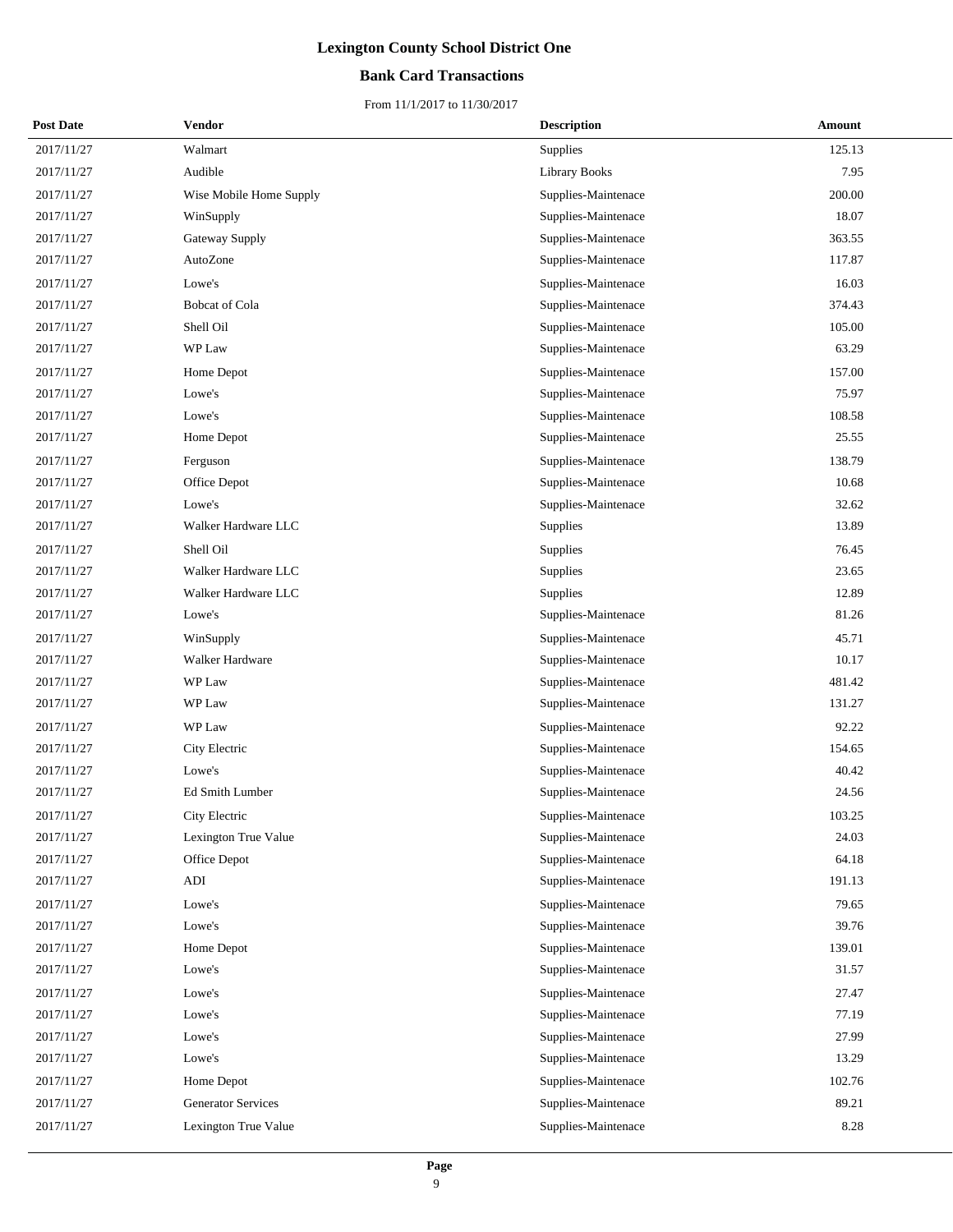# Lexington County School District One

## Bank Card Transactions

From 11/1/2017 to 11/30/2017

| Post Date | Vendor | Description | Amount |
|---|---|---|---|
| 2017/11/27 | Walmart | Supplies | 125.13 |
| 2017/11/27 | Audible | Library Books | 7.95 |
| 2017/11/27 | Wise Mobile Home Supply | Supplies-Maintenace | 200.00 |
| 2017/11/27 | WinSupply | Supplies-Maintenace | 18.07 |
| 2017/11/27 | Gateway Supply | Supplies-Maintenace | 363.55 |
| 2017/11/27 | AutoZone | Supplies-Maintenace | 117.87 |
| 2017/11/27 | Lowe's | Supplies-Maintenace | 16.03 |
| 2017/11/27 | Bobcat of Cola | Supplies-Maintenace | 374.43 |
| 2017/11/27 | Shell Oil | Supplies-Maintenace | 105.00 |
| 2017/11/27 | WP Law | Supplies-Maintenace | 63.29 |
| 2017/11/27 | Home Depot | Supplies-Maintenace | 157.00 |
| 2017/11/27 | Lowe's | Supplies-Maintenace | 75.97 |
| 2017/11/27 | Lowe's | Supplies-Maintenace | 108.58 |
| 2017/11/27 | Home Depot | Supplies-Maintenace | 25.55 |
| 2017/11/27 | Ferguson | Supplies-Maintenace | 138.79 |
| 2017/11/27 | Office Depot | Supplies-Maintenace | 10.68 |
| 2017/11/27 | Lowe's | Supplies-Maintenace | 32.62 |
| 2017/11/27 | Walker Hardware LLC | Supplies | 13.89 |
| 2017/11/27 | Shell Oil | Supplies | 76.45 |
| 2017/11/27 | Walker Hardware LLC | Supplies | 23.65 |
| 2017/11/27 | Walker Hardware LLC | Supplies | 12.89 |
| 2017/11/27 | Lowe's | Supplies-Maintenace | 81.26 |
| 2017/11/27 | WinSupply | Supplies-Maintenace | 45.71 |
| 2017/11/27 | Walker Hardware | Supplies-Maintenace | 10.17 |
| 2017/11/27 | WP Law | Supplies-Maintenace | 481.42 |
| 2017/11/27 | WP Law | Supplies-Maintenace | 131.27 |
| 2017/11/27 | WP Law | Supplies-Maintenace | 92.22 |
| 2017/11/27 | City Electric | Supplies-Maintenace | 154.65 |
| 2017/11/27 | Lowe's | Supplies-Maintenace | 40.42 |
| 2017/11/27 | Ed Smith Lumber | Supplies-Maintenace | 24.56 |
| 2017/11/27 | City Electric | Supplies-Maintenace | 103.25 |
| 2017/11/27 | Lexington True Value | Supplies-Maintenace | 24.03 |
| 2017/11/27 | Office Depot | Supplies-Maintenace | 64.18 |
| 2017/11/27 | ADI | Supplies-Maintenace | 191.13 |
| 2017/11/27 | Lowe's | Supplies-Maintenace | 79.65 |
| 2017/11/27 | Lowe's | Supplies-Maintenace | 39.76 |
| 2017/11/27 | Home Depot | Supplies-Maintenace | 139.01 |
| 2017/11/27 | Lowe's | Supplies-Maintenace | 31.57 |
| 2017/11/27 | Lowe's | Supplies-Maintenace | 27.47 |
| 2017/11/27 | Lowe's | Supplies-Maintenace | 77.19 |
| 2017/11/27 | Lowe's | Supplies-Maintenace | 27.99 |
| 2017/11/27 | Lowe's | Supplies-Maintenace | 13.29 |
| 2017/11/27 | Home Depot | Supplies-Maintenace | 102.76 |
| 2017/11/27 | Generator Services | Supplies-Maintenace | 89.21 |
| 2017/11/27 | Lexington True Value | Supplies-Maintenace | 8.28 |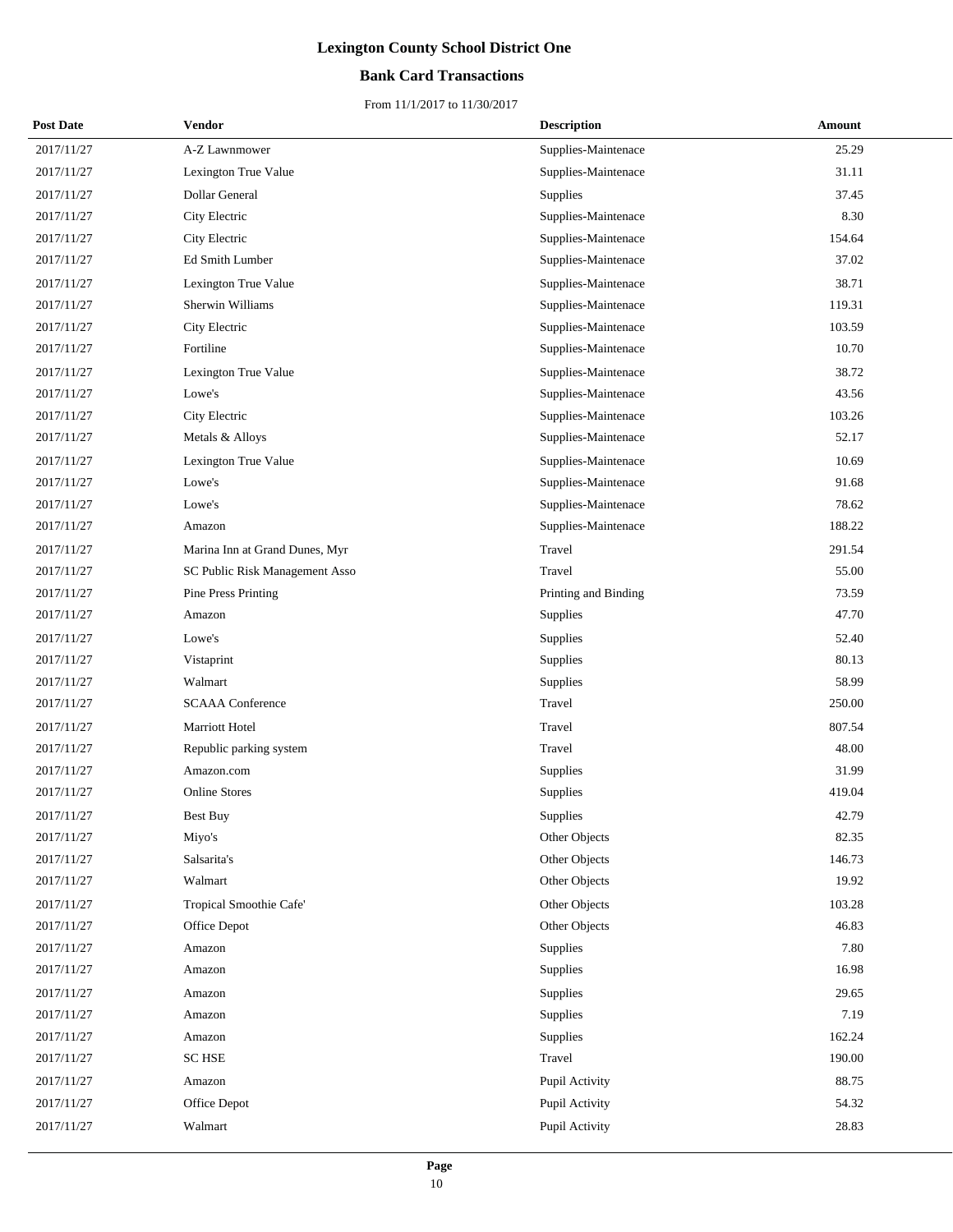# Lexington County School District One

## Bank Card Transactions

From 11/1/2017 to 11/30/2017

| Post Date | Vendor | Description | Amount |
|---|---|---|---|
| 2017/11/27 | A-Z Lawnmower | Supplies-Maintenace | 25.29 |
| 2017/11/27 | Lexington True Value | Supplies-Maintenace | 31.11 |
| 2017/11/27 | Dollar General | Supplies | 37.45 |
| 2017/11/27 | City Electric | Supplies-Maintenace | 8.30 |
| 2017/11/27 | City Electric | Supplies-Maintenace | 154.64 |
| 2017/11/27 | Ed Smith Lumber | Supplies-Maintenace | 37.02 |
| 2017/11/27 | Lexington True Value | Supplies-Maintenace | 38.71 |
| 2017/11/27 | Sherwin Williams | Supplies-Maintenace | 119.31 |
| 2017/11/27 | City Electric | Supplies-Maintenace | 103.59 |
| 2017/11/27 | Fortiline | Supplies-Maintenace | 10.70 |
| 2017/11/27 | Lexington True Value | Supplies-Maintenace | 38.72 |
| 2017/11/27 | Lowe's | Supplies-Maintenace | 43.56 |
| 2017/11/27 | City Electric | Supplies-Maintenace | 103.26 |
| 2017/11/27 | Metals & Alloys | Supplies-Maintenace | 52.17 |
| 2017/11/27 | Lexington True Value | Supplies-Maintenace | 10.69 |
| 2017/11/27 | Lowe's | Supplies-Maintenace | 91.68 |
| 2017/11/27 | Lowe's | Supplies-Maintenace | 78.62 |
| 2017/11/27 | Amazon | Supplies-Maintenace | 188.22 |
| 2017/11/27 | Marina Inn at Grand Dunes, Myr | Travel | 291.54 |
| 2017/11/27 | SC Public Risk Management Asso | Travel | 55.00 |
| 2017/11/27 | Pine Press Printing | Printing and Binding | 73.59 |
| 2017/11/27 | Amazon | Supplies | 47.70 |
| 2017/11/27 | Lowe's | Supplies | 52.40 |
| 2017/11/27 | Vistaprint | Supplies | 80.13 |
| 2017/11/27 | Walmart | Supplies | 58.99 |
| 2017/11/27 | SCAAA Conference | Travel | 250.00 |
| 2017/11/27 | Marriott Hotel | Travel | 807.54 |
| 2017/11/27 | Republic parking system | Travel | 48.00 |
| 2017/11/27 | Amazon.com | Supplies | 31.99 |
| 2017/11/27 | Online Stores | Supplies | 419.04 |
| 2017/11/27 | Best Buy | Supplies | 42.79 |
| 2017/11/27 | Miyo's | Other Objects | 82.35 |
| 2017/11/27 | Salsarita's | Other Objects | 146.73 |
| 2017/11/27 | Walmart | Other Objects | 19.92 |
| 2017/11/27 | Tropical Smoothie Cafe' | Other Objects | 103.28 |
| 2017/11/27 | Office Depot | Other Objects | 46.83 |
| 2017/11/27 | Amazon | Supplies | 7.80 |
| 2017/11/27 | Amazon | Supplies | 16.98 |
| 2017/11/27 | Amazon | Supplies | 29.65 |
| 2017/11/27 | Amazon | Supplies | 7.19 |
| 2017/11/27 | Amazon | Supplies | 162.24 |
| 2017/11/27 | SC HSE | Travel | 190.00 |
| 2017/11/27 | Amazon | Pupil Activity | 88.75 |
| 2017/11/27 | Office Depot | Pupil Activity | 54.32 |
| 2017/11/27 | Walmart | Pupil Activity | 28.83 |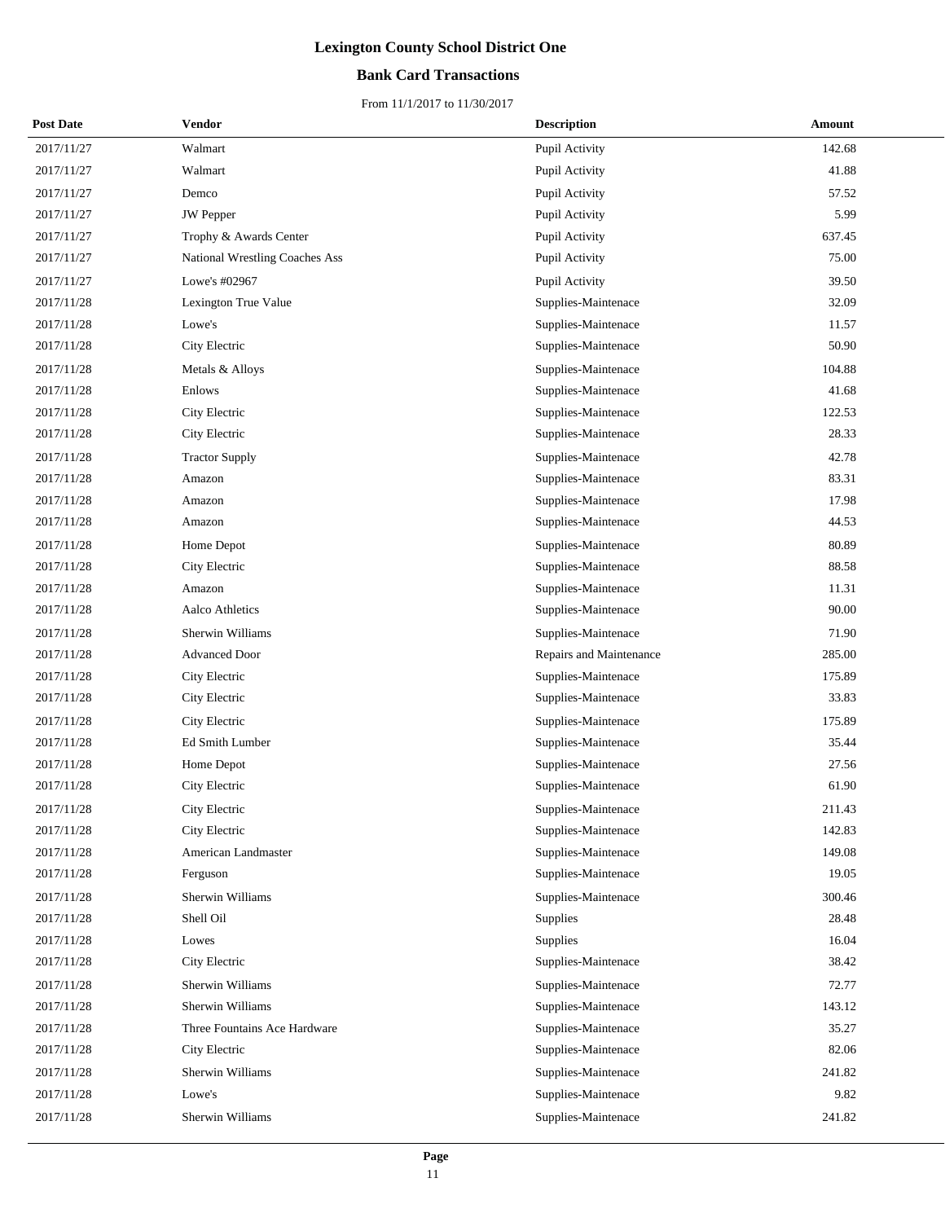# Lexington County School District One

## Bank Card Transactions

From 11/1/2017 to 11/30/2017

| Post Date | Vendor | Description | Amount |
|---|---|---|---|
| 2017/11/27 | Walmart | Pupil Activity | 142.68 |
| 2017/11/27 | Walmart | Pupil Activity | 41.88 |
| 2017/11/27 | Demco | Pupil Activity | 57.52 |
| 2017/11/27 | JW Pepper | Pupil Activity | 5.99 |
| 2017/11/27 | Trophy & Awards Center | Pupil Activity | 637.45 |
| 2017/11/27 | National Wrestling Coaches Ass | Pupil Activity | 75.00 |
| 2017/11/27 | Lowe's #02967 | Pupil Activity | 39.50 |
| 2017/11/28 | Lexington True Value | Supplies-Maintenace | 32.09 |
| 2017/11/28 | Lowe's | Supplies-Maintenace | 11.57 |
| 2017/11/28 | City Electric | Supplies-Maintenace | 50.90 |
| 2017/11/28 | Metals & Alloys | Supplies-Maintenace | 104.88 |
| 2017/11/28 | Enlows | Supplies-Maintenace | 41.68 |
| 2017/11/28 | City Electric | Supplies-Maintenace | 122.53 |
| 2017/11/28 | City Electric | Supplies-Maintenace | 28.33 |
| 2017/11/28 | Tractor Supply | Supplies-Maintenace | 42.78 |
| 2017/11/28 | Amazon | Supplies-Maintenace | 83.31 |
| 2017/11/28 | Amazon | Supplies-Maintenace | 17.98 |
| 2017/11/28 | Amazon | Supplies-Maintenace | 44.53 |
| 2017/11/28 | Home Depot | Supplies-Maintenace | 80.89 |
| 2017/11/28 | City Electric | Supplies-Maintenace | 88.58 |
| 2017/11/28 | Amazon | Supplies-Maintenace | 11.31 |
| 2017/11/28 | Aalco Athletics | Supplies-Maintenace | 90.00 |
| 2017/11/28 | Sherwin Williams | Supplies-Maintenace | 71.90 |
| 2017/11/28 | Advanced Door | Repairs and Maintenance | 285.00 |
| 2017/11/28 | City Electric | Supplies-Maintenace | 175.89 |
| 2017/11/28 | City Electric | Supplies-Maintenace | 33.83 |
| 2017/11/28 | City Electric | Supplies-Maintenace | 175.89 |
| 2017/11/28 | Ed Smith Lumber | Supplies-Maintenace | 35.44 |
| 2017/11/28 | Home Depot | Supplies-Maintenace | 27.56 |
| 2017/11/28 | City Electric | Supplies-Maintenace | 61.90 |
| 2017/11/28 | City Electric | Supplies-Maintenace | 211.43 |
| 2017/11/28 | City Electric | Supplies-Maintenace | 142.83 |
| 2017/11/28 | American Landmaster | Supplies-Maintenace | 149.08 |
| 2017/11/28 | Ferguson | Supplies-Maintenace | 19.05 |
| 2017/11/28 | Sherwin Williams | Supplies-Maintenace | 300.46 |
| 2017/11/28 | Shell Oil | Supplies | 28.48 |
| 2017/11/28 | Lowes | Supplies | 16.04 |
| 2017/11/28 | City Electric | Supplies-Maintenace | 38.42 |
| 2017/11/28 | Sherwin Williams | Supplies-Maintenace | 72.77 |
| 2017/11/28 | Sherwin Williams | Supplies-Maintenace | 143.12 |
| 2017/11/28 | Three Fountains Ace Hardware | Supplies-Maintenace | 35.27 |
| 2017/11/28 | City Electric | Supplies-Maintenace | 82.06 |
| 2017/11/28 | Sherwin Williams | Supplies-Maintenace | 241.82 |
| 2017/11/28 | Lowe's | Supplies-Maintenace | 9.82 |
| 2017/11/28 | Sherwin Williams | Supplies-Maintenace | 241.82 |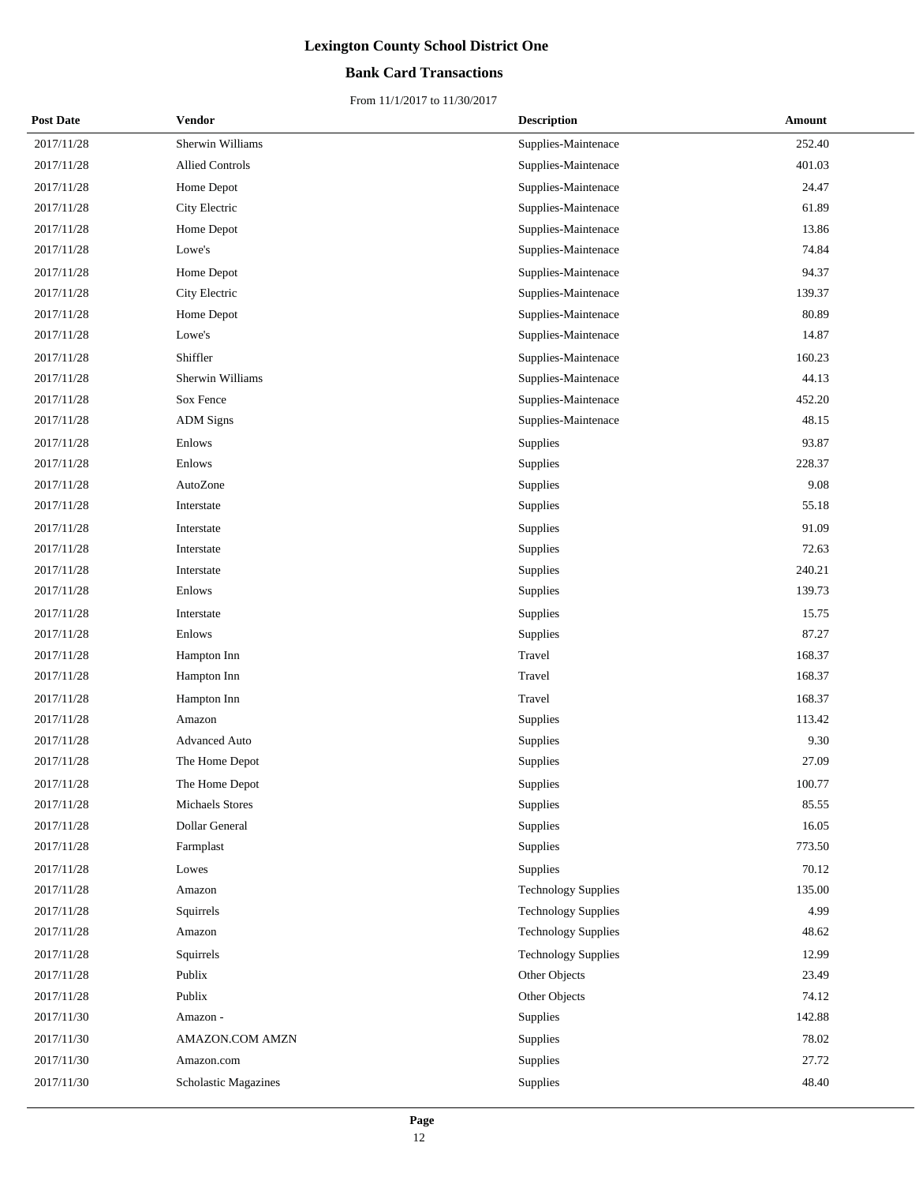# Lexington County School District One

## Bank Card Transactions

From 11/1/2017 to 11/30/2017

| Post Date | Vendor | Description | Amount |
|---|---|---|---|
| 2017/11/28 | Sherwin Williams | Supplies-Maintenace | 252.40 |
| 2017/11/28 | Allied Controls | Supplies-Maintenace | 401.03 |
| 2017/11/28 | Home Depot | Supplies-Maintenace | 24.47 |
| 2017/11/28 | City Electric | Supplies-Maintenace | 61.89 |
| 2017/11/28 | Home Depot | Supplies-Maintenace | 13.86 |
| 2017/11/28 | Lowe's | Supplies-Maintenace | 74.84 |
| 2017/11/28 | Home Depot | Supplies-Maintenace | 94.37 |
| 2017/11/28 | City Electric | Supplies-Maintenace | 139.37 |
| 2017/11/28 | Home Depot | Supplies-Maintenace | 80.89 |
| 2017/11/28 | Lowe's | Supplies-Maintenace | 14.87 |
| 2017/11/28 | Shiffler | Supplies-Maintenace | 160.23 |
| 2017/11/28 | Sherwin Williams | Supplies-Maintenace | 44.13 |
| 2017/11/28 | Sox Fence | Supplies-Maintenace | 452.20 |
| 2017/11/28 | ADM Signs | Supplies-Maintenace | 48.15 |
| 2017/11/28 | Enlows | Supplies | 93.87 |
| 2017/11/28 | Enlows | Supplies | 228.37 |
| 2017/11/28 | AutoZone | Supplies | 9.08 |
| 2017/11/28 | Interstate | Supplies | 55.18 |
| 2017/11/28 | Interstate | Supplies | 91.09 |
| 2017/11/28 | Interstate | Supplies | 72.63 |
| 2017/11/28 | Interstate | Supplies | 240.21 |
| 2017/11/28 | Enlows | Supplies | 139.73 |
| 2017/11/28 | Interstate | Supplies | 15.75 |
| 2017/11/28 | Enlows | Supplies | 87.27 |
| 2017/11/28 | Hampton Inn | Travel | 168.37 |
| 2017/11/28 | Hampton Inn | Travel | 168.37 |
| 2017/11/28 | Hampton Inn | Travel | 168.37 |
| 2017/11/28 | Amazon | Supplies | 113.42 |
| 2017/11/28 | Advanced Auto | Supplies | 9.30 |
| 2017/11/28 | The Home Depot | Supplies | 27.09 |
| 2017/11/28 | The Home Depot | Supplies | 100.77 |
| 2017/11/28 | Michaels Stores | Supplies | 85.55 |
| 2017/11/28 | Dollar General | Supplies | 16.05 |
| 2017/11/28 | Farmplast | Supplies | 773.50 |
| 2017/11/28 | Lowes | Supplies | 70.12 |
| 2017/11/28 | Amazon | Technology Supplies | 135.00 |
| 2017/11/28 | Squirrels | Technology Supplies | 4.99 |
| 2017/11/28 | Amazon | Technology Supplies | 48.62 |
| 2017/11/28 | Squirrels | Technology Supplies | 12.99 |
| 2017/11/28 | Publix | Other Objects | 23.49 |
| 2017/11/28 | Publix | Other Objects | 74.12 |
| 2017/11/30 | Amazon - | Supplies | 142.88 |
| 2017/11/30 | AMAZON.COM AMZN | Supplies | 78.02 |
| 2017/11/30 | Amazon.com | Supplies | 27.72 |
| 2017/11/30 | Scholastic Magazines | Supplies | 48.40 |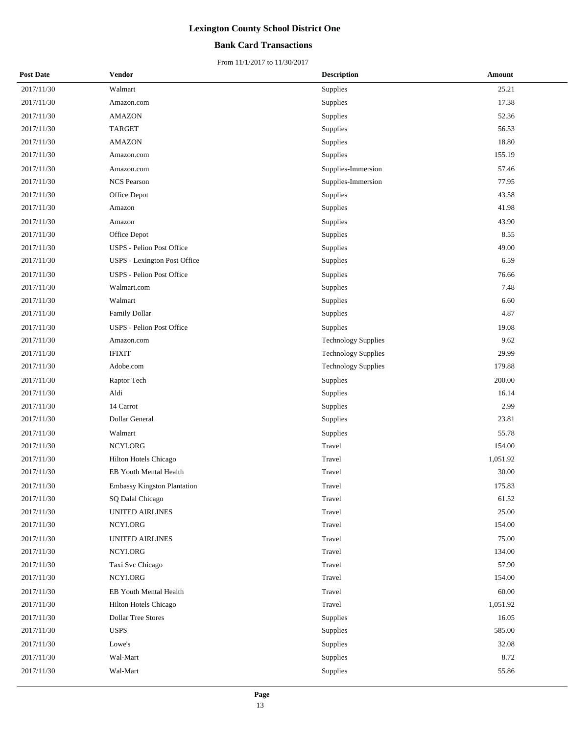# Lexington County School District One

## Bank Card Transactions

From 11/1/2017 to 11/30/2017

| Post Date | Vendor | Description | Amount |
|---|---|---|---|
| 2017/11/30 | Walmart | Supplies | 25.21 |
| 2017/11/30 | Amazon.com | Supplies | 17.38 |
| 2017/11/30 | AMAZON | Supplies | 52.36 |
| 2017/11/30 | TARGET | Supplies | 56.53 |
| 2017/11/30 | AMAZON | Supplies | 18.80 |
| 2017/11/30 | Amazon.com | Supplies | 155.19 |
| 2017/11/30 | Amazon.com | Supplies-Immersion | 57.46 |
| 2017/11/30 | NCS Pearson | Supplies-Immersion | 77.95 |
| 2017/11/30 | Office Depot | Supplies | 43.58 |
| 2017/11/30 | Amazon | Supplies | 41.98 |
| 2017/11/30 | Amazon | Supplies | 43.90 |
| 2017/11/30 | Office Depot | Supplies | 8.55 |
| 2017/11/30 | USPS - Pelion Post Office | Supplies | 49.00 |
| 2017/11/30 | USPS - Lexington Post Office | Supplies | 6.59 |
| 2017/11/30 | USPS - Pelion Post Office | Supplies | 76.66 |
| 2017/11/30 | Walmart.com | Supplies | 7.48 |
| 2017/11/30 | Walmart | Supplies | 6.60 |
| 2017/11/30 | Family Dollar | Supplies | 4.87 |
| 2017/11/30 | USPS - Pelion Post Office | Supplies | 19.08 |
| 2017/11/30 | Amazon.com | Technology Supplies | 9.62 |
| 2017/11/30 | IFIXIT | Technology Supplies | 29.99 |
| 2017/11/30 | Adobe.com | Technology Supplies | 179.88 |
| 2017/11/30 | Raptor Tech | Supplies | 200.00 |
| 2017/11/30 | Aldi | Supplies | 16.14 |
| 2017/11/30 | 14 Carrot | Supplies | 2.99 |
| 2017/11/30 | Dollar General | Supplies | 23.81 |
| 2017/11/30 | Walmart | Supplies | 55.78 |
| 2017/11/30 | NCYI.ORG | Travel | 154.00 |
| 2017/11/30 | Hilton Hotels Chicago | Travel | 1,051.92 |
| 2017/11/30 | EB Youth Mental Health | Travel | 30.00 |
| 2017/11/30 | Embassy Kingston Plantation | Travel | 175.83 |
| 2017/11/30 | SQ Dalal Chicago | Travel | 61.52 |
| 2017/11/30 | UNITED AIRLINES | Travel | 25.00 |
| 2017/11/30 | NCYI.ORG | Travel | 154.00 |
| 2017/11/30 | UNITED AIRLINES | Travel | 75.00 |
| 2017/11/30 | NCYI.ORG | Travel | 134.00 |
| 2017/11/30 | Taxi Svc Chicago | Travel | 57.90 |
| 2017/11/30 | NCYI.ORG | Travel | 154.00 |
| 2017/11/30 | EB Youth Mental Health | Travel | 60.00 |
| 2017/11/30 | Hilton Hotels Chicago | Travel | 1,051.92 |
| 2017/11/30 | Dollar Tree Stores | Supplies | 16.05 |
| 2017/11/30 | USPS | Supplies | 585.00 |
| 2017/11/30 | Lowe's | Supplies | 32.08 |
| 2017/11/30 | Wal-Mart | Supplies | 8.72 |
| 2017/11/30 | Wal-Mart | Supplies | 55.86 |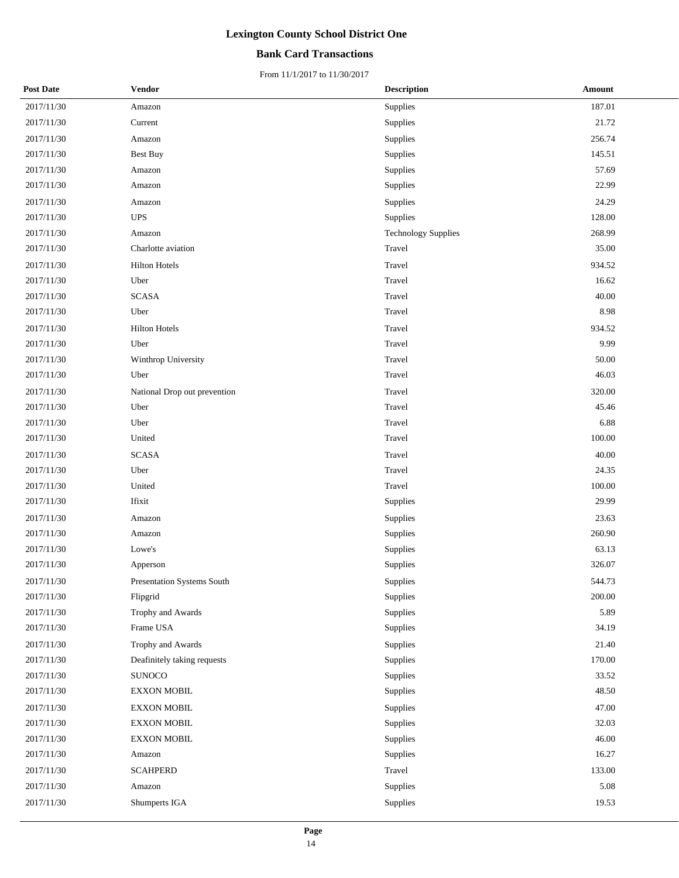# Lexington County School District One

## Bank Card Transactions

From 11/1/2017 to 11/30/2017

| Post Date | Vendor | Description | Amount |
|---|---|---|---|
| 2017/11/30 | Amazon | Supplies | 187.01 |
| 2017/11/30 | Current | Supplies | 21.72 |
| 2017/11/30 | Amazon | Supplies | 256.74 |
| 2017/11/30 | Best Buy | Supplies | 145.51 |
| 2017/11/30 | Amazon | Supplies | 57.69 |
| 2017/11/30 | Amazon | Supplies | 22.99 |
| 2017/11/30 | Amazon | Supplies | 24.29 |
| 2017/11/30 | UPS | Supplies | 128.00 |
| 2017/11/30 | Amazon | Technology Supplies | 268.99 |
| 2017/11/30 | Charlotte aviation | Travel | 35.00 |
| 2017/11/30 | Hilton Hotels | Travel | 934.52 |
| 2017/11/30 | Uber | Travel | 16.62 |
| 2017/11/30 | SCASA | Travel | 40.00 |
| 2017/11/30 | Uber | Travel | 8.98 |
| 2017/11/30 | Hilton Hotels | Travel | 934.52 |
| 2017/11/30 | Uber | Travel | 9.99 |
| 2017/11/30 | Winthrop University | Travel | 50.00 |
| 2017/11/30 | Uber | Travel | 46.03 |
| 2017/11/30 | National Drop out prevention | Travel | 320.00 |
| 2017/11/30 | Uber | Travel | 45.46 |
| 2017/11/30 | Uber | Travel | 6.88 |
| 2017/11/30 | United | Travel | 100.00 |
| 2017/11/30 | SCASA | Travel | 40.00 |
| 2017/11/30 | Uber | Travel | 24.35 |
| 2017/11/30 | United | Travel | 100.00 |
| 2017/11/30 | Ifixit | Supplies | 29.99 |
| 2017/11/30 | Amazon | Supplies | 23.63 |
| 2017/11/30 | Amazon | Supplies | 260.90 |
| 2017/11/30 | Lowe's | Supplies | 63.13 |
| 2017/11/30 | Apperson | Supplies | 326.07 |
| 2017/11/30 | Presentation Systems South | Supplies | 544.73 |
| 2017/11/30 | Flipgrid | Supplies | 200.00 |
| 2017/11/30 | Trophy and Awards | Supplies | 5.89 |
| 2017/11/30 | Frame USA | Supplies | 34.19 |
| 2017/11/30 | Trophy and Awards | Supplies | 21.40 |
| 2017/11/30 | Deafinitely taking requests | Supplies | 170.00 |
| 2017/11/30 | SUNOCO | Supplies | 33.52 |
| 2017/11/30 | EXXON MOBIL | Supplies | 48.50 |
| 2017/11/30 | EXXON MOBIL | Supplies | 47.00 |
| 2017/11/30 | EXXON MOBIL | Supplies | 32.03 |
| 2017/11/30 | EXXON MOBIL | Supplies | 46.00 |
| 2017/11/30 | Amazon | Supplies | 16.27 |
| 2017/11/30 | SCAHPERD | Travel | 133.00 |
| 2017/11/30 | Amazon | Supplies | 5.08 |
| 2017/11/30 | Shumperts IGA | Supplies | 19.53 |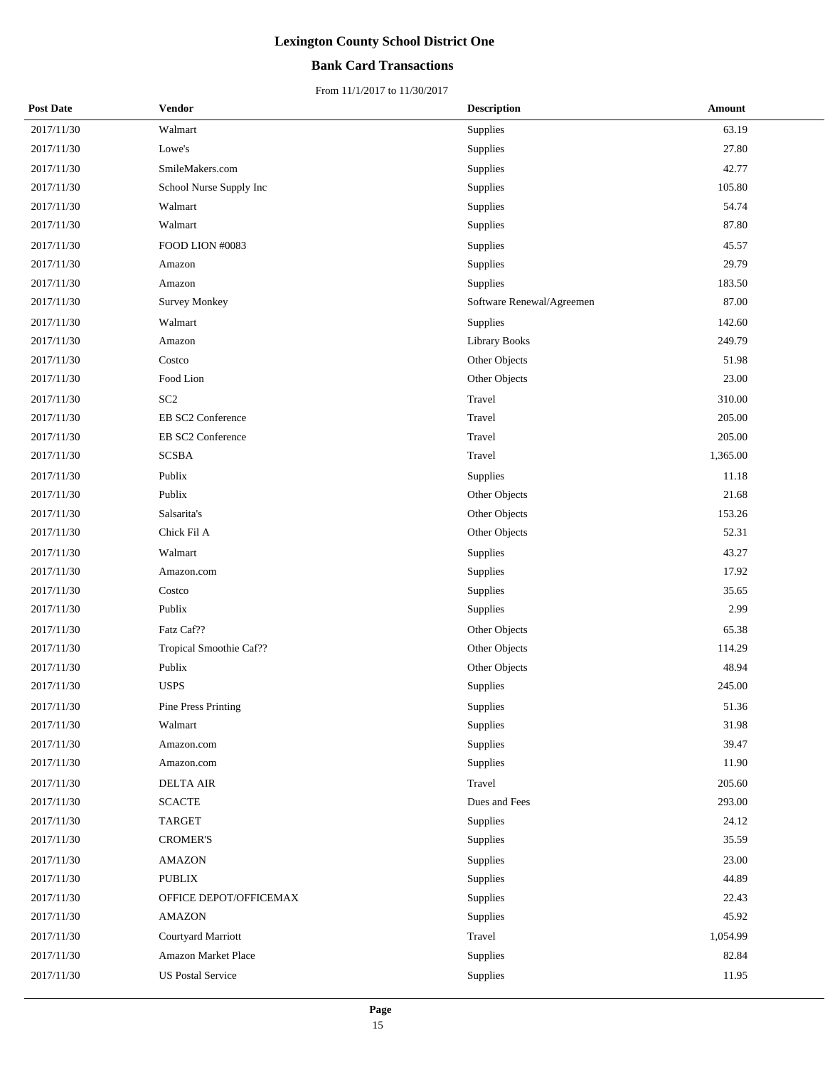# Lexington County School District One

## Bank Card Transactions

From 11/1/2017 to 11/30/2017

| Post Date | Vendor | Description | Amount |
|---|---|---|---|
| 2017/11/30 | Walmart | Supplies | 63.19 |
| 2017/11/30 | Lowe's | Supplies | 27.80 |
| 2017/11/30 | SmileMakers.com | Supplies | 42.77 |
| 2017/11/30 | School Nurse Supply Inc | Supplies | 105.80 |
| 2017/11/30 | Walmart | Supplies | 54.74 |
| 2017/11/30 | Walmart | Supplies | 87.80 |
| 2017/11/30 | FOOD LION #0083 | Supplies | 45.57 |
| 2017/11/30 | Amazon | Supplies | 29.79 |
| 2017/11/30 | Amazon | Supplies | 183.50 |
| 2017/11/30 | Survey Monkey | Software Renewal/Agreemen | 87.00 |
| 2017/11/30 | Walmart | Supplies | 142.60 |
| 2017/11/30 | Amazon | Library Books | 249.79 |
| 2017/11/30 | Costco | Other Objects | 51.98 |
| 2017/11/30 | Food Lion | Other Objects | 23.00 |
| 2017/11/30 | SC2 | Travel | 310.00 |
| 2017/11/30 | EB SC2 Conference | Travel | 205.00 |
| 2017/11/30 | EB SC2 Conference | Travel | 205.00 |
| 2017/11/30 | SCSBA | Travel | 1,365.00 |
| 2017/11/30 | Publix | Supplies | 11.18 |
| 2017/11/30 | Publix | Other Objects | 21.68 |
| 2017/11/30 | Salsarita's | Other Objects | 153.26 |
| 2017/11/30 | Chick Fil A | Other Objects | 52.31 |
| 2017/11/30 | Walmart | Supplies | 43.27 |
| 2017/11/30 | Amazon.com | Supplies | 17.92 |
| 2017/11/30 | Costco | Supplies | 35.65 |
| 2017/11/30 | Publix | Supplies | 2.99 |
| 2017/11/30 | Fatz Caf?? | Other Objects | 65.38 |
| 2017/11/30 | Tropical Smoothie Caf?? | Other Objects | 114.29 |
| 2017/11/30 | Publix | Other Objects | 48.94 |
| 2017/11/30 | USPS | Supplies | 245.00 |
| 2017/11/30 | Pine Press Printing | Supplies | 51.36 |
| 2017/11/30 | Walmart | Supplies | 31.98 |
| 2017/11/30 | Amazon.com | Supplies | 39.47 |
| 2017/11/30 | Amazon.com | Supplies | 11.90 |
| 2017/11/30 | DELTA AIR | Travel | 205.60 |
| 2017/11/30 | SCACTE | Dues and Fees | 293.00 |
| 2017/11/30 | TARGET | Supplies | 24.12 |
| 2017/11/30 | CROMER'S | Supplies | 35.59 |
| 2017/11/30 | AMAZON | Supplies | 23.00 |
| 2017/11/30 | PUBLIX | Supplies | 44.89 |
| 2017/11/30 | OFFICE DEPOT/OFFICEMAX | Supplies | 22.43 |
| 2017/11/30 | AMAZON | Supplies | 45.92 |
| 2017/11/30 | Courtyard Marriott | Travel | 1,054.99 |
| 2017/11/30 | Amazon Market Place | Supplies | 82.84 |
| 2017/11/30 | US Postal Service | Supplies | 11.95 |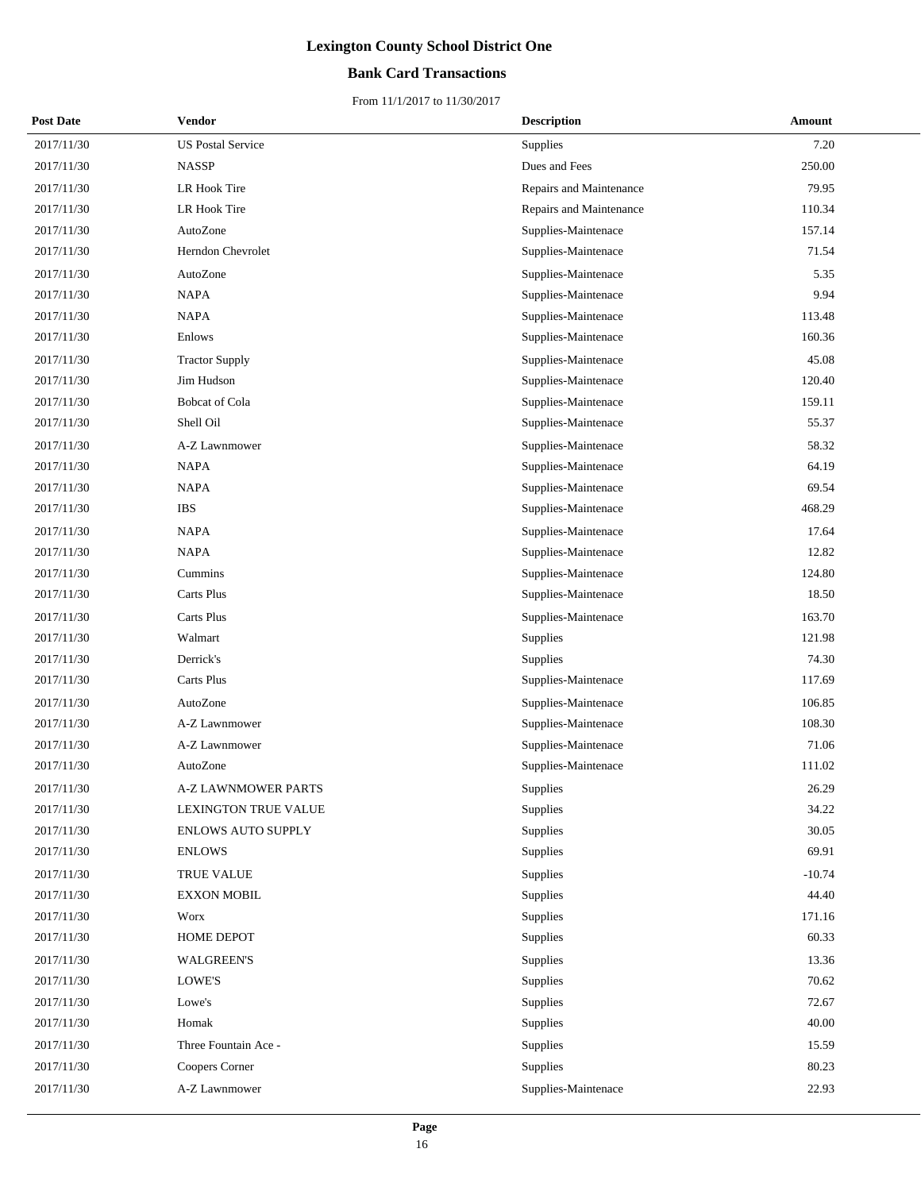# Lexington County School District One

## Bank Card Transactions

From 11/1/2017 to 11/30/2017

| Post Date | Vendor | Description | Amount |
|---|---|---|---|
| 2017/11/30 | US Postal Service | Supplies | 7.20 |
| 2017/11/30 | NASSP | Dues and Fees | 250.00 |
| 2017/11/30 | LR Hook Tire | Repairs and Maintenance | 79.95 |
| 2017/11/30 | LR Hook Tire | Repairs and Maintenance | 110.34 |
| 2017/11/30 | AutoZone | Supplies-Maintenace | 157.14 |
| 2017/11/30 | Herndon Chevrolet | Supplies-Maintenace | 71.54 |
| 2017/11/30 | AutoZone | Supplies-Maintenace | 5.35 |
| 2017/11/30 | NAPA | Supplies-Maintenace | 9.94 |
| 2017/11/30 | NAPA | Supplies-Maintenace | 113.48 |
| 2017/11/30 | Enlows | Supplies-Maintenace | 160.36 |
| 2017/11/30 | Tractor Supply | Supplies-Maintenace | 45.08 |
| 2017/11/30 | Jim Hudson | Supplies-Maintenace | 120.40 |
| 2017/11/30 | Bobcat of Cola | Supplies-Maintenace | 159.11 |
| 2017/11/30 | Shell Oil | Supplies-Maintenace | 55.37 |
| 2017/11/30 | A-Z Lawnmower | Supplies-Maintenace | 58.32 |
| 2017/11/30 | NAPA | Supplies-Maintenace | 64.19 |
| 2017/11/30 | NAPA | Supplies-Maintenace | 69.54 |
| 2017/11/30 | IBS | Supplies-Maintenace | 468.29 |
| 2017/11/30 | NAPA | Supplies-Maintenace | 17.64 |
| 2017/11/30 | NAPA | Supplies-Maintenace | 12.82 |
| 2017/11/30 | Cummins | Supplies-Maintenace | 124.80 |
| 2017/11/30 | Carts Plus | Supplies-Maintenace | 18.50 |
| 2017/11/30 | Carts Plus | Supplies-Maintenace | 163.70 |
| 2017/11/30 | Walmart | Supplies | 121.98 |
| 2017/11/30 | Derrick's | Supplies | 74.30 |
| 2017/11/30 | Carts Plus | Supplies-Maintenace | 117.69 |
| 2017/11/30 | AutoZone | Supplies-Maintenace | 106.85 |
| 2017/11/30 | A-Z Lawnmower | Supplies-Maintenace | 108.30 |
| 2017/11/30 | A-Z Lawnmower | Supplies-Maintenace | 71.06 |
| 2017/11/30 | AutoZone | Supplies-Maintenace | 111.02 |
| 2017/11/30 | A-Z LAWNMOWER PARTS | Supplies | 26.29 |
| 2017/11/30 | LEXINGTON TRUE VALUE | Supplies | 34.22 |
| 2017/11/30 | ENLOWS AUTO SUPPLY | Supplies | 30.05 |
| 2017/11/30 | ENLOWS | Supplies | 69.91 |
| 2017/11/30 | TRUE VALUE | Supplies | -10.74 |
| 2017/11/30 | EXXON MOBIL | Supplies | 44.40 |
| 2017/11/30 | Worx | Supplies | 171.16 |
| 2017/11/30 | HOME DEPOT | Supplies | 60.33 |
| 2017/11/30 | WALGREEN'S | Supplies | 13.36 |
| 2017/11/30 | LOWE'S | Supplies | 70.62 |
| 2017/11/30 | Lowe's | Supplies | 72.67 |
| 2017/11/30 | Homak | Supplies | 40.00 |
| 2017/11/30 | Three Fountain Ace - | Supplies | 15.59 |
| 2017/11/30 | Coopers Corner | Supplies | 80.23 |
| 2017/11/30 | A-Z Lawnmower | Supplies-Maintenace | 22.93 |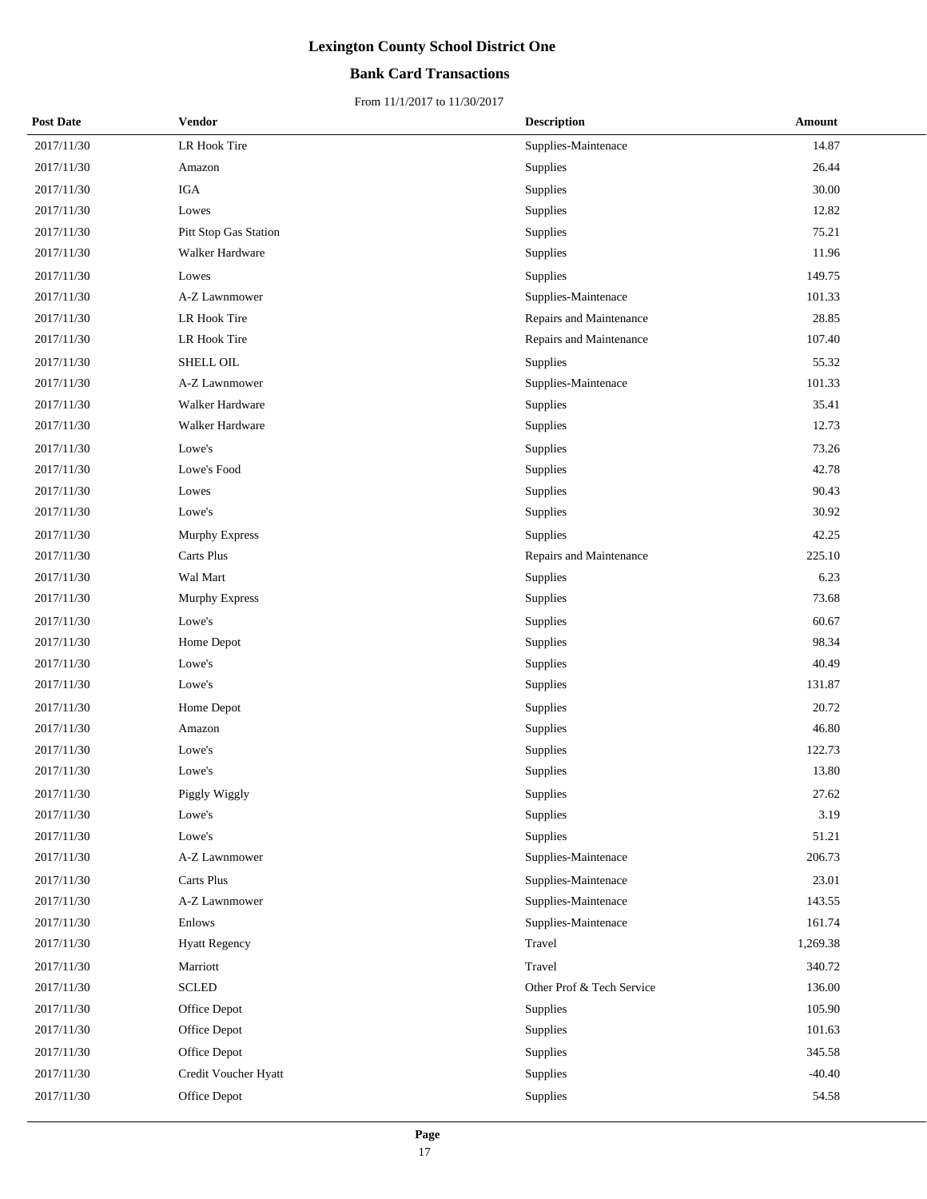# Lexington County School District One

## Bank Card Transactions

From 11/1/2017 to 11/30/2017

| Post Date | Vendor | Description | Amount |
|---|---|---|---|
| 2017/11/30 | LR Hook Tire | Supplies-Maintenace | 14.87 |
| 2017/11/30 | Amazon | Supplies | 26.44 |
| 2017/11/30 | IGA | Supplies | 30.00 |
| 2017/11/30 | Lowes | Supplies | 12.82 |
| 2017/11/30 | Pitt Stop Gas Station | Supplies | 75.21 |
| 2017/11/30 | Walker Hardware | Supplies | 11.96 |
| 2017/11/30 | Lowes | Supplies | 149.75 |
| 2017/11/30 | A-Z Lawnmower | Supplies-Maintenace | 101.33 |
| 2017/11/30 | LR Hook Tire | Repairs and Maintenance | 28.85 |
| 2017/11/30 | LR Hook Tire | Repairs and Maintenance | 107.40 |
| 2017/11/30 | SHELL OIL | Supplies | 55.32 |
| 2017/11/30 | A-Z Lawnmower | Supplies-Maintenace | 101.33 |
| 2017/11/30 | Walker Hardware | Supplies | 35.41 |
| 2017/11/30 | Walker Hardware | Supplies | 12.73 |
| 2017/11/30 | Lowe's | Supplies | 73.26 |
| 2017/11/30 | Lowe's Food | Supplies | 42.78 |
| 2017/11/30 | Lowes | Supplies | 90.43 |
| 2017/11/30 | Lowe's | Supplies | 30.92 |
| 2017/11/30 | Murphy Express | Supplies | 42.25 |
| 2017/11/30 | Carts Plus | Repairs and Maintenance | 225.10 |
| 2017/11/30 | Wal Mart | Supplies | 6.23 |
| 2017/11/30 | Murphy Express | Supplies | 73.68 |
| 2017/11/30 | Lowe's | Supplies | 60.67 |
| 2017/11/30 | Home Depot | Supplies | 98.34 |
| 2017/11/30 | Lowe's | Supplies | 40.49 |
| 2017/11/30 | Lowe's | Supplies | 131.87 |
| 2017/11/30 | Home Depot | Supplies | 20.72 |
| 2017/11/30 | Amazon | Supplies | 46.80 |
| 2017/11/30 | Lowe's | Supplies | 122.73 |
| 2017/11/30 | Lowe's | Supplies | 13.80 |
| 2017/11/30 | Piggly Wiggly | Supplies | 27.62 |
| 2017/11/30 | Lowe's | Supplies | 3.19 |
| 2017/11/30 | Lowe's | Supplies | 51.21 |
| 2017/11/30 | A-Z Lawnmower | Supplies-Maintenace | 206.73 |
| 2017/11/30 | Carts Plus | Supplies-Maintenace | 23.01 |
| 2017/11/30 | A-Z Lawnmower | Supplies-Maintenace | 143.55 |
| 2017/11/30 | Enlows | Supplies-Maintenace | 161.74 |
| 2017/11/30 | Hyatt Regency | Travel | 1,269.38 |
| 2017/11/30 | Marriott | Travel | 340.72 |
| 2017/11/30 | SCLED | Other Prof & Tech Service | 136.00 |
| 2017/11/30 | Office Depot | Supplies | 105.90 |
| 2017/11/30 | Office Depot | Supplies | 101.63 |
| 2017/11/30 | Office Depot | Supplies | 345.58 |
| 2017/11/30 | Credit Voucher Hyatt | Supplies | -40.40 |
| 2017/11/30 | Office Depot | Supplies | 54.58 |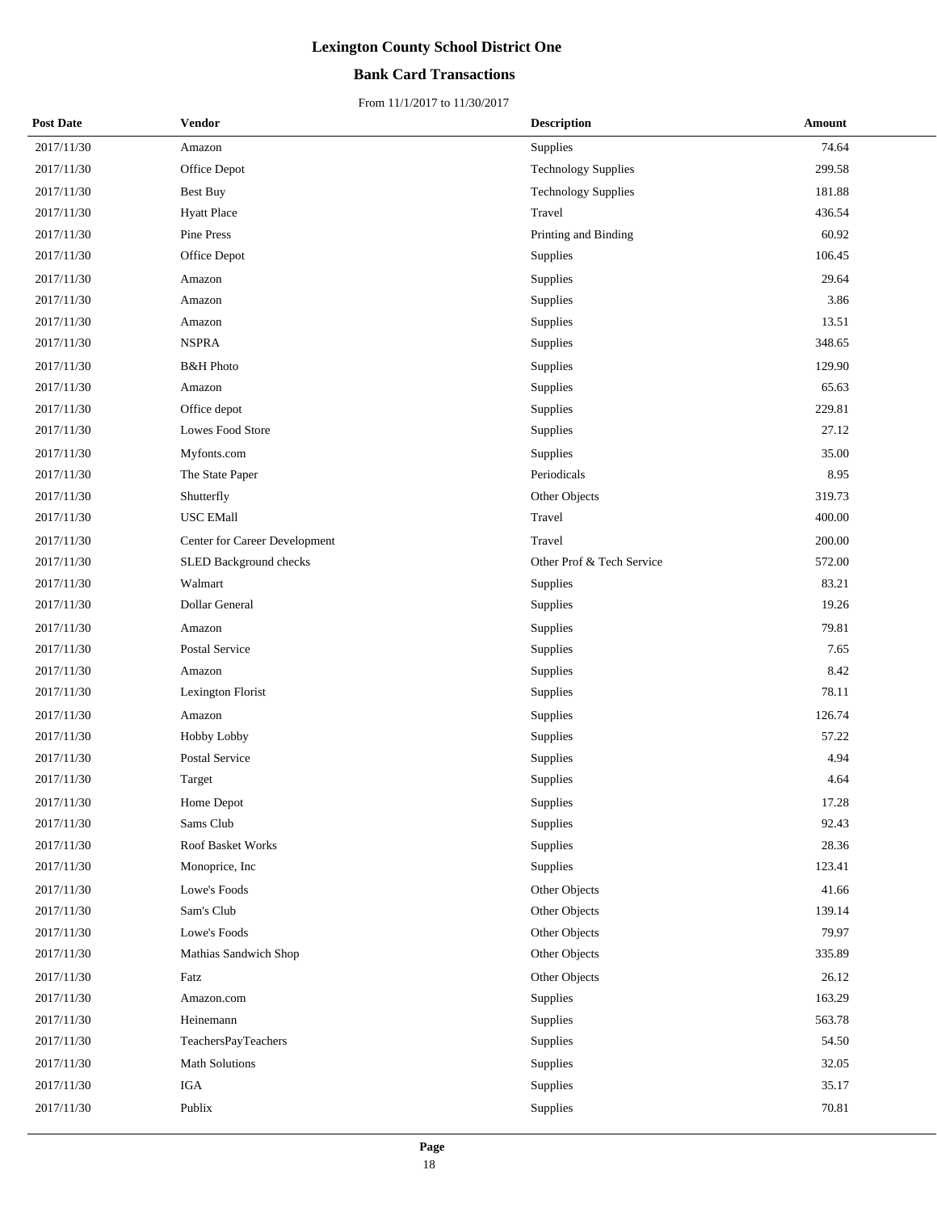# Lexington County School District One

## Bank Card Transactions

From 11/1/2017 to 11/30/2017

| Post Date | Vendor | Description | Amount |
|---|---|---|---|
| 2017/11/30 | Amazon | Supplies | 74.64 |
| 2017/11/30 | Office Depot | Technology Supplies | 299.58 |
| 2017/11/30 | Best Buy | Technology Supplies | 181.88 |
| 2017/11/30 | Hyatt Place | Travel | 436.54 |
| 2017/11/30 | Pine Press | Printing and Binding | 60.92 |
| 2017/11/30 | Office Depot | Supplies | 106.45 |
| 2017/11/30 | Amazon | Supplies | 29.64 |
| 2017/11/30 | Amazon | Supplies | 3.86 |
| 2017/11/30 | Amazon | Supplies | 13.51 |
| 2017/11/30 | NSPRA | Supplies | 348.65 |
| 2017/11/30 | B&H Photo | Supplies | 129.90 |
| 2017/11/30 | Amazon | Supplies | 65.63 |
| 2017/11/30 | Office depot | Supplies | 229.81 |
| 2017/11/30 | Lowes Food Store | Supplies | 27.12 |
| 2017/11/30 | Myfonts.com | Supplies | 35.00 |
| 2017/11/30 | The State Paper | Periodicals | 8.95 |
| 2017/11/30 | Shutterfly | Other Objects | 319.73 |
| 2017/11/30 | USC EMall | Travel | 400.00 |
| 2017/11/30 | Center for Career Development | Travel | 200.00 |
| 2017/11/30 | SLED Background checks | Other Prof & Tech Service | 572.00 |
| 2017/11/30 | Walmart | Supplies | 83.21 |
| 2017/11/30 | Dollar General | Supplies | 19.26 |
| 2017/11/30 | Amazon | Supplies | 79.81 |
| 2017/11/30 | Postal Service | Supplies | 7.65 |
| 2017/11/30 | Amazon | Supplies | 8.42 |
| 2017/11/30 | Lexington Florist | Supplies | 78.11 |
| 2017/11/30 | Amazon | Supplies | 126.74 |
| 2017/11/30 | Hobby Lobby | Supplies | 57.22 |
| 2017/11/30 | Postal Service | Supplies | 4.94 |
| 2017/11/30 | Target | Supplies | 4.64 |
| 2017/11/30 | Home Depot | Supplies | 17.28 |
| 2017/11/30 | Sams Club | Supplies | 92.43 |
| 2017/11/30 | Roof Basket Works | Supplies | 28.36 |
| 2017/11/30 | Monoprice, Inc | Supplies | 123.41 |
| 2017/11/30 | Lowe's Foods | Other Objects | 41.66 |
| 2017/11/30 | Sam's Club | Other Objects | 139.14 |
| 2017/11/30 | Lowe's Foods | Other Objects | 79.97 |
| 2017/11/30 | Mathias Sandwich Shop | Other Objects | 335.89 |
| 2017/11/30 | Fatz | Other Objects | 26.12 |
| 2017/11/30 | Amazon.com | Supplies | 163.29 |
| 2017/11/30 | Heinemann | Supplies | 563.78 |
| 2017/11/30 | TeachersPayTeachers | Supplies | 54.50 |
| 2017/11/30 | Math Solutions | Supplies | 32.05 |
| 2017/11/30 | IGA | Supplies | 35.17 |
| 2017/11/30 | Publix | Supplies | 70.81 |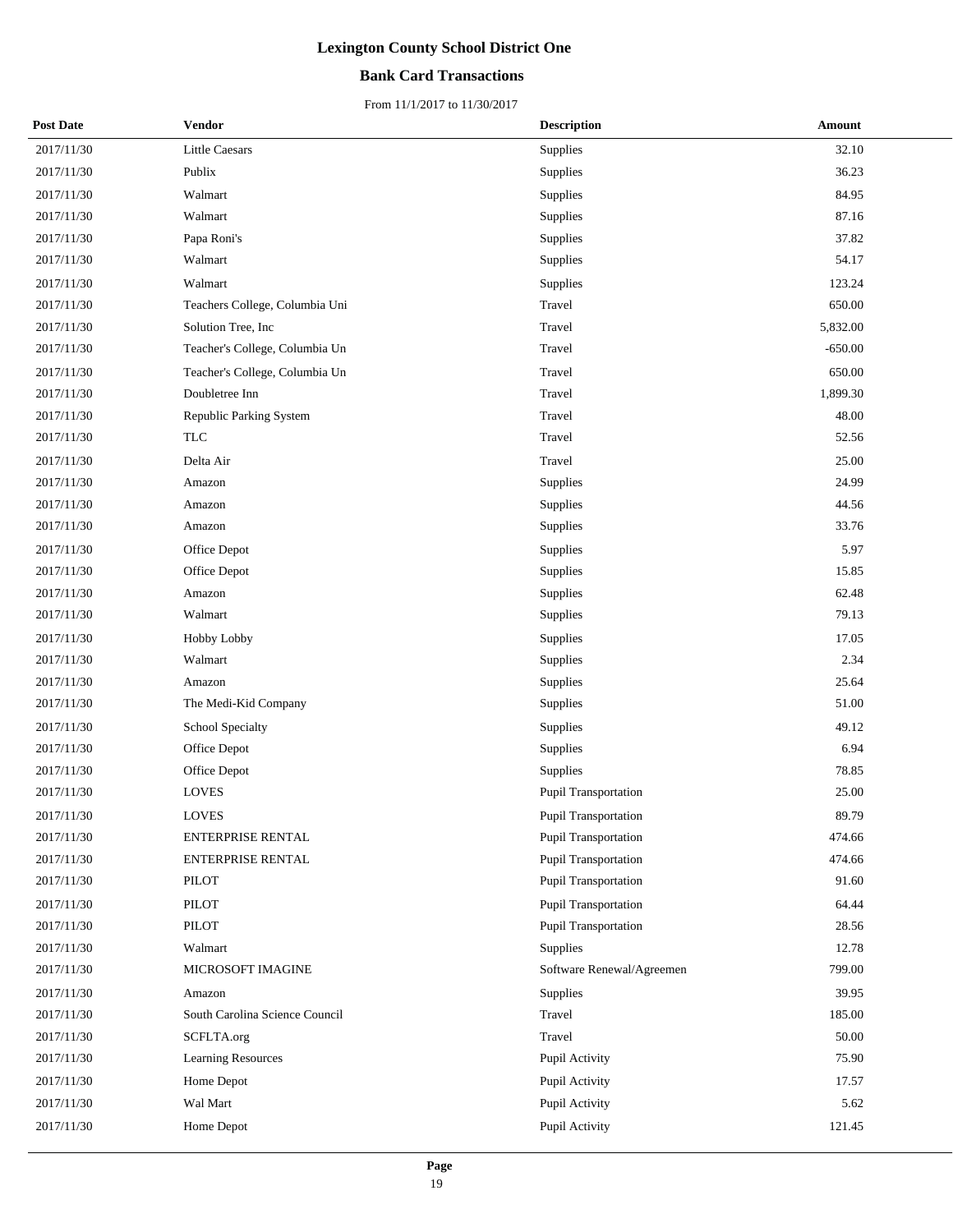# Lexington County School District One

## Bank Card Transactions

From 11/1/2017 to 11/30/2017

| Post Date | Vendor | Description | Amount |
|---|---|---|---|
| 2017/11/30 | Little Caesars | Supplies | 32.10 |
| 2017/11/30 | Publix | Supplies | 36.23 |
| 2017/11/30 | Walmart | Supplies | 84.95 |
| 2017/11/30 | Walmart | Supplies | 87.16 |
| 2017/11/30 | Papa Roni's | Supplies | 37.82 |
| 2017/11/30 | Walmart | Supplies | 54.17 |
| 2017/11/30 | Walmart | Supplies | 123.24 |
| 2017/11/30 | Teachers College, Columbia Uni | Travel | 650.00 |
| 2017/11/30 | Solution Tree, Inc | Travel | 5,832.00 |
| 2017/11/30 | Teacher's College, Columbia Un | Travel | -650.00 |
| 2017/11/30 | Teacher's College, Columbia Un | Travel | 650.00 |
| 2017/11/30 | Doubletree Inn | Travel | 1,899.30 |
| 2017/11/30 | Republic Parking System | Travel | 48.00 |
| 2017/11/30 | TLC | Travel | 52.56 |
| 2017/11/30 | Delta Air | Travel | 25.00 |
| 2017/11/30 | Amazon | Supplies | 24.99 |
| 2017/11/30 | Amazon | Supplies | 44.56 |
| 2017/11/30 | Amazon | Supplies | 33.76 |
| 2017/11/30 | Office Depot | Supplies | 5.97 |
| 2017/11/30 | Office Depot | Supplies | 15.85 |
| 2017/11/30 | Amazon | Supplies | 62.48 |
| 2017/11/30 | Walmart | Supplies | 79.13 |
| 2017/11/30 | Hobby Lobby | Supplies | 17.05 |
| 2017/11/30 | Walmart | Supplies | 2.34 |
| 2017/11/30 | Amazon | Supplies | 25.64 |
| 2017/11/30 | The Medi-Kid Company | Supplies | 51.00 |
| 2017/11/30 | School Specialty | Supplies | 49.12 |
| 2017/11/30 | Office Depot | Supplies | 6.94 |
| 2017/11/30 | Office Depot | Supplies | 78.85 |
| 2017/11/30 | LOVES | Pupil Transportation | 25.00 |
| 2017/11/30 | LOVES | Pupil Transportation | 89.79 |
| 2017/11/30 | ENTERPRISE RENTAL | Pupil Transportation | 474.66 |
| 2017/11/30 | ENTERPRISE RENTAL | Pupil Transportation | 474.66 |
| 2017/11/30 | PILOT | Pupil Transportation | 91.60 |
| 2017/11/30 | PILOT | Pupil Transportation | 64.44 |
| 2017/11/30 | PILOT | Pupil Transportation | 28.56 |
| 2017/11/30 | Walmart | Supplies | 12.78 |
| 2017/11/30 | MICROSOFT IMAGINE | Software Renewal/Agreemen | 799.00 |
| 2017/11/30 | Amazon | Supplies | 39.95 |
| 2017/11/30 | South Carolina Science Council | Travel | 185.00 |
| 2017/11/30 | SCFLTA.org | Travel | 50.00 |
| 2017/11/30 | Learning Resources | Pupil Activity | 75.90 |
| 2017/11/30 | Home Depot | Pupil Activity | 17.57 |
| 2017/11/30 | Wal Mart | Pupil Activity | 5.62 |
| 2017/11/30 | Home Depot | Pupil Activity | 121.45 |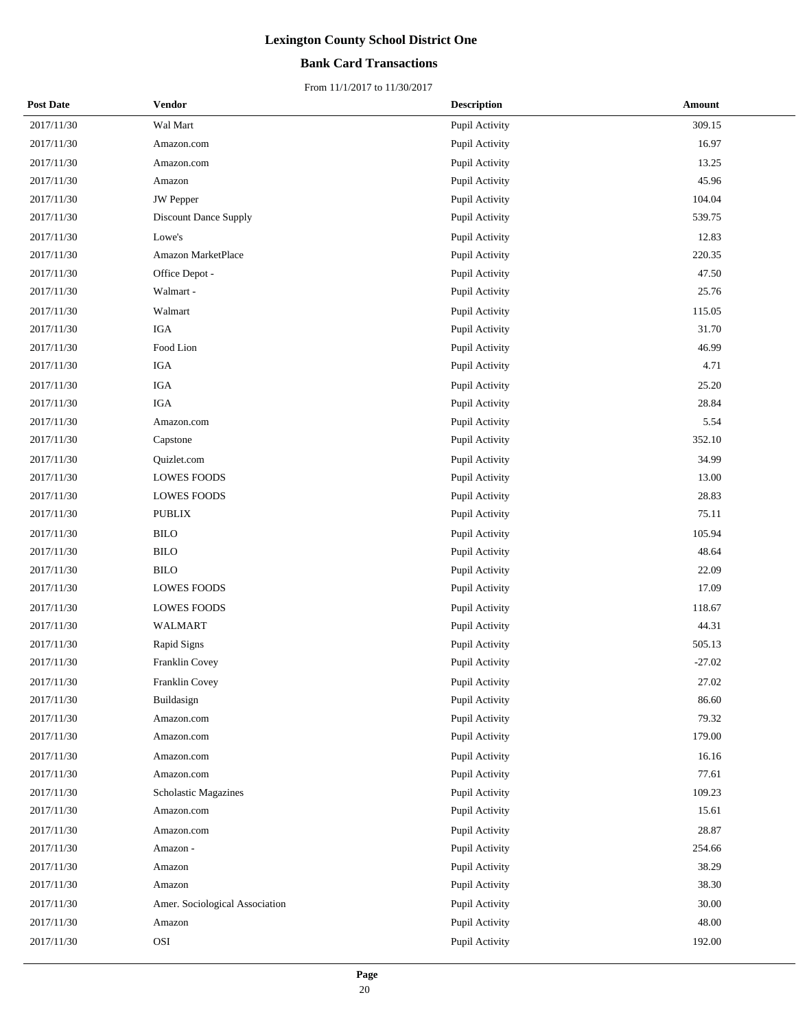# Lexington County School District One

## Bank Card Transactions

From 11/1/2017 to 11/30/2017

| Post Date | Vendor | Description | Amount |
|---|---|---|---|
| 2017/11/30 | Wal Mart | Pupil Activity | 309.15 |
| 2017/11/30 | Amazon.com | Pupil Activity | 16.97 |
| 2017/11/30 | Amazon.com | Pupil Activity | 13.25 |
| 2017/11/30 | Amazon | Pupil Activity | 45.96 |
| 2017/11/30 | JW Pepper | Pupil Activity | 104.04 |
| 2017/11/30 | Discount Dance Supply | Pupil Activity | 539.75 |
| 2017/11/30 | Lowe's | Pupil Activity | 12.83 |
| 2017/11/30 | Amazon MarketPlace | Pupil Activity | 220.35 |
| 2017/11/30 | Office Depot - | Pupil Activity | 47.50 |
| 2017/11/30 | Walmart - | Pupil Activity | 25.76 |
| 2017/11/30 | Walmart | Pupil Activity | 115.05 |
| 2017/11/30 | IGA | Pupil Activity | 31.70 |
| 2017/11/30 | Food Lion | Pupil Activity | 46.99 |
| 2017/11/30 | IGA | Pupil Activity | 4.71 |
| 2017/11/30 | IGA | Pupil Activity | 25.20 |
| 2017/11/30 | IGA | Pupil Activity | 28.84 |
| 2017/11/30 | Amazon.com | Pupil Activity | 5.54 |
| 2017/11/30 | Capstone | Pupil Activity | 352.10 |
| 2017/11/30 | Quizlet.com | Pupil Activity | 34.99 |
| 2017/11/30 | LOWES FOODS | Pupil Activity | 13.00 |
| 2017/11/30 | LOWES FOODS | Pupil Activity | 28.83 |
| 2017/11/30 | PUBLIX | Pupil Activity | 75.11 |
| 2017/11/30 | BILO | Pupil Activity | 105.94 |
| 2017/11/30 | BILO | Pupil Activity | 48.64 |
| 2017/11/30 | BILO | Pupil Activity | 22.09 |
| 2017/11/30 | LOWES FOODS | Pupil Activity | 17.09 |
| 2017/11/30 | LOWES FOODS | Pupil Activity | 118.67 |
| 2017/11/30 | WALMART | Pupil Activity | 44.31 |
| 2017/11/30 | Rapid Signs | Pupil Activity | 505.13 |
| 2017/11/30 | Franklin Covey | Pupil Activity | -27.02 |
| 2017/11/30 | Franklin Covey | Pupil Activity | 27.02 |
| 2017/11/30 | Buildasign | Pupil Activity | 86.60 |
| 2017/11/30 | Amazon.com | Pupil Activity | 79.32 |
| 2017/11/30 | Amazon.com | Pupil Activity | 179.00 |
| 2017/11/30 | Amazon.com | Pupil Activity | 16.16 |
| 2017/11/30 | Amazon.com | Pupil Activity | 77.61 |
| 2017/11/30 | Scholastic Magazines | Pupil Activity | 109.23 |
| 2017/11/30 | Amazon.com | Pupil Activity | 15.61 |
| 2017/11/30 | Amazon.com | Pupil Activity | 28.87 |
| 2017/11/30 | Amazon - | Pupil Activity | 254.66 |
| 2017/11/30 | Amazon | Pupil Activity | 38.29 |
| 2017/11/30 | Amazon | Pupil Activity | 38.30 |
| 2017/11/30 | Amer. Sociological Association | Pupil Activity | 30.00 |
| 2017/11/30 | Amazon | Pupil Activity | 48.00 |
| 2017/11/30 | OSI | Pupil Activity | 192.00 |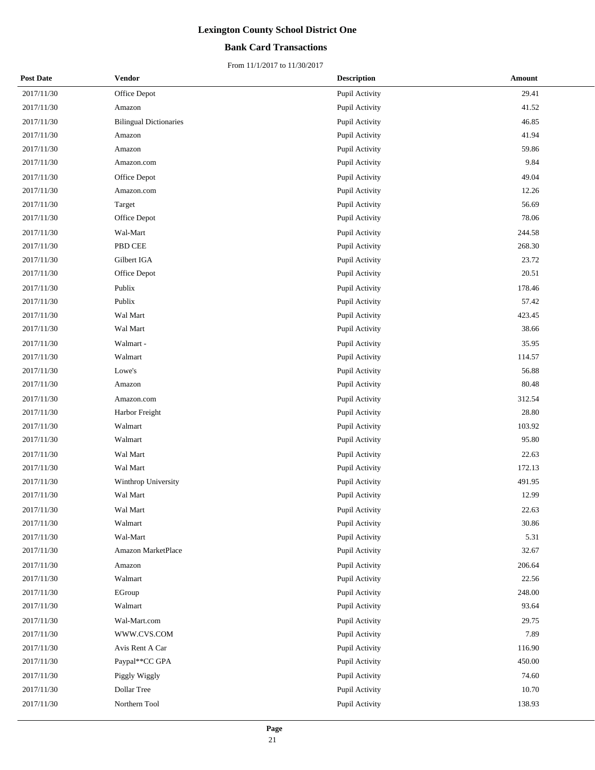# Lexington County School District One

## Bank Card Transactions

From 11/1/2017 to 11/30/2017

| Post Date | Vendor | Description | Amount |
|---|---|---|---|
| 2017/11/30 | Office Depot | Pupil Activity | 29.41 |
| 2017/11/30 | Amazon | Pupil Activity | 41.52 |
| 2017/11/30 | Bilingual Dictionaries | Pupil Activity | 46.85 |
| 2017/11/30 | Amazon | Pupil Activity | 41.94 |
| 2017/11/30 | Amazon | Pupil Activity | 59.86 |
| 2017/11/30 | Amazon.com | Pupil Activity | 9.84 |
| 2017/11/30 | Office Depot | Pupil Activity | 49.04 |
| 2017/11/30 | Amazon.com | Pupil Activity | 12.26 |
| 2017/11/30 | Target | Pupil Activity | 56.69 |
| 2017/11/30 | Office Depot | Pupil Activity | 78.06 |
| 2017/11/30 | Wal-Mart | Pupil Activity | 244.58 |
| 2017/11/30 | PBD CEE | Pupil Activity | 268.30 |
| 2017/11/30 | Gilbert IGA | Pupil Activity | 23.72 |
| 2017/11/30 | Office Depot | Pupil Activity | 20.51 |
| 2017/11/30 | Publix | Pupil Activity | 178.46 |
| 2017/11/30 | Publix | Pupil Activity | 57.42 |
| 2017/11/30 | Wal Mart | Pupil Activity | 423.45 |
| 2017/11/30 | Wal Mart | Pupil Activity | 38.66 |
| 2017/11/30 | Walmart - | Pupil Activity | 35.95 |
| 2017/11/30 | Walmart | Pupil Activity | 114.57 |
| 2017/11/30 | Lowe's | Pupil Activity | 56.88 |
| 2017/11/30 | Amazon | Pupil Activity | 80.48 |
| 2017/11/30 | Amazon.com | Pupil Activity | 312.54 |
| 2017/11/30 | Harbor Freight | Pupil Activity | 28.80 |
| 2017/11/30 | Walmart | Pupil Activity | 103.92 |
| 2017/11/30 | Walmart | Pupil Activity | 95.80 |
| 2017/11/30 | Wal Mart | Pupil Activity | 22.63 |
| 2017/11/30 | Wal Mart | Pupil Activity | 172.13 |
| 2017/11/30 | Winthrop University | Pupil Activity | 491.95 |
| 2017/11/30 | Wal Mart | Pupil Activity | 12.99 |
| 2017/11/30 | Wal Mart | Pupil Activity | 22.63 |
| 2017/11/30 | Walmart | Pupil Activity | 30.86 |
| 2017/11/30 | Wal-Mart | Pupil Activity | 5.31 |
| 2017/11/30 | Amazon MarketPlace | Pupil Activity | 32.67 |
| 2017/11/30 | Amazon | Pupil Activity | 206.64 |
| 2017/11/30 | Walmart | Pupil Activity | 22.56 |
| 2017/11/30 | EGroup | Pupil Activity | 248.00 |
| 2017/11/30 | Walmart | Pupil Activity | 93.64 |
| 2017/11/30 | Wal-Mart.com | Pupil Activity | 29.75 |
| 2017/11/30 | WWW.CVS.COM | Pupil Activity | 7.89 |
| 2017/11/30 | Avis Rent A Car | Pupil Activity | 116.90 |
| 2017/11/30 | Paypal**CC GPA | Pupil Activity | 450.00 |
| 2017/11/30 | Piggly Wiggly | Pupil Activity | 74.60 |
| 2017/11/30 | Dollar Tree | Pupil Activity | 10.70 |
| 2017/11/30 | Northern Tool | Pupil Activity | 138.93 |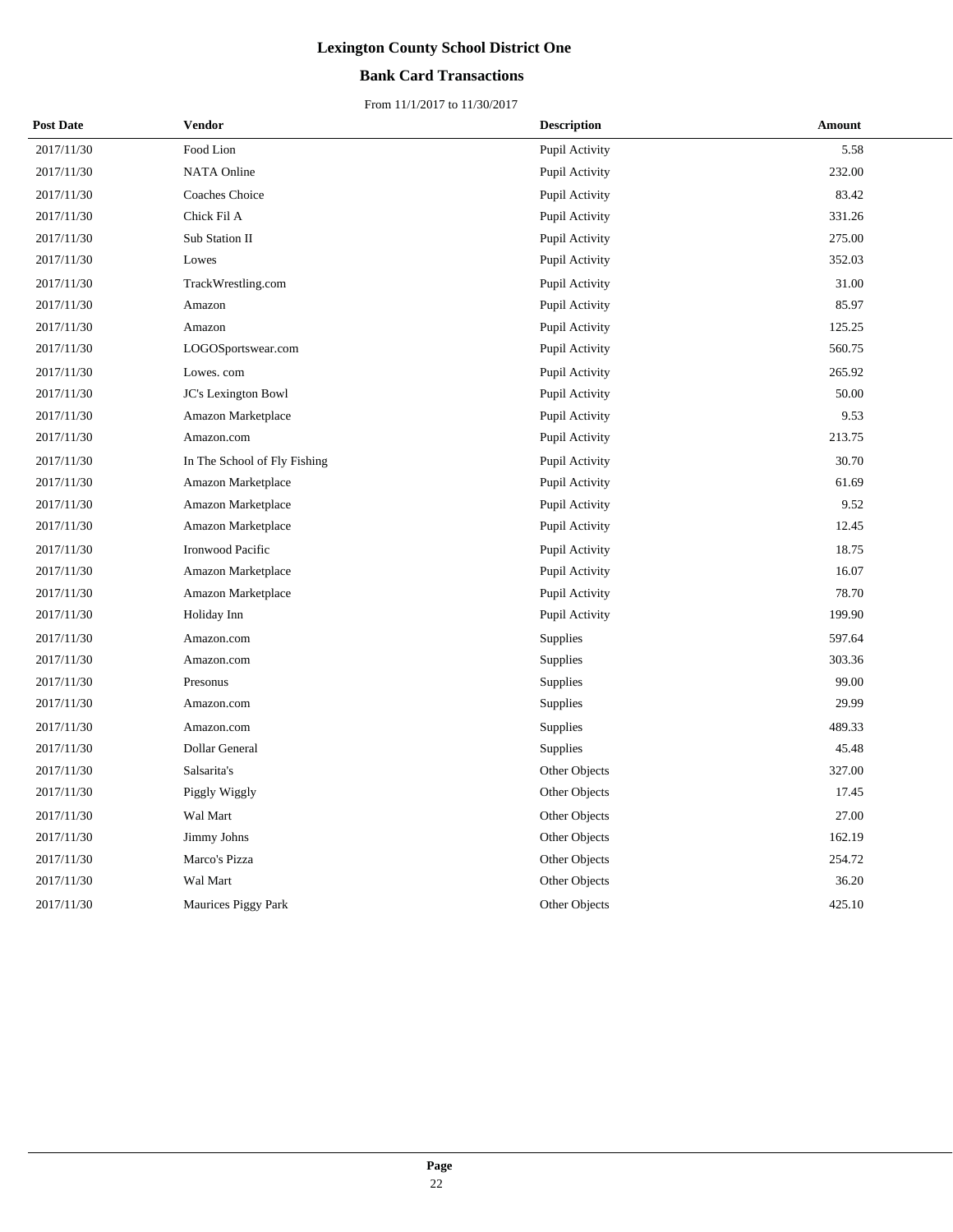# Lexington County School District One

## Bank Card Transactions

From 11/1/2017 to 11/30/2017

| Post Date | Vendor | Description | Amount |
|---|---|---|---|
| 2017/11/30 | Food Lion | Pupil Activity | 5.58 |
| 2017/11/30 | NATA Online | Pupil Activity | 232.00 |
| 2017/11/30 | Coaches Choice | Pupil Activity | 83.42 |
| 2017/11/30 | Chick Fil A | Pupil Activity | 331.26 |
| 2017/11/30 | Sub Station II | Pupil Activity | 275.00 |
| 2017/11/30 | Lowes | Pupil Activity | 352.03 |
| 2017/11/30 | TrackWrestling.com | Pupil Activity | 31.00 |
| 2017/11/30 | Amazon | Pupil Activity | 85.97 |
| 2017/11/30 | Amazon | Pupil Activity | 125.25 |
| 2017/11/30 | LOGOSportswear.com | Pupil Activity | 560.75 |
| 2017/11/30 | Lowes. com | Pupil Activity | 265.92 |
| 2017/11/30 | JC's Lexington Bowl | Pupil Activity | 50.00 |
| 2017/11/30 | Amazon Marketplace | Pupil Activity | 9.53 |
| 2017/11/30 | Amazon.com | Pupil Activity | 213.75 |
| 2017/11/30 | In The School of Fly Fishing | Pupil Activity | 30.70 |
| 2017/11/30 | Amazon Marketplace | Pupil Activity | 61.69 |
| 2017/11/30 | Amazon Marketplace | Pupil Activity | 9.52 |
| 2017/11/30 | Amazon Marketplace | Pupil Activity | 12.45 |
| 2017/11/30 | Ironwood Pacific | Pupil Activity | 18.75 |
| 2017/11/30 | Amazon Marketplace | Pupil Activity | 16.07 |
| 2017/11/30 | Amazon Marketplace | Pupil Activity | 78.70 |
| 2017/11/30 | Holiday Inn | Pupil Activity | 199.90 |
| 2017/11/30 | Amazon.com | Supplies | 597.64 |
| 2017/11/30 | Amazon.com | Supplies | 303.36 |
| 2017/11/30 | Presonus | Supplies | 99.00 |
| 2017/11/30 | Amazon.com | Supplies | 29.99 |
| 2017/11/30 | Amazon.com | Supplies | 489.33 |
| 2017/11/30 | Dollar General | Supplies | 45.48 |
| 2017/11/30 | Salsarita's | Other Objects | 327.00 |
| 2017/11/30 | Piggly Wiggly | Other Objects | 17.45 |
| 2017/11/30 | Wal Mart | Other Objects | 27.00 |
| 2017/11/30 | Jimmy Johns | Other Objects | 162.19 |
| 2017/11/30 | Marco's Pizza | Other Objects | 254.72 |
| 2017/11/30 | Wal Mart | Other Objects | 36.20 |
| 2017/11/30 | Maurices Piggy Park | Other Objects | 425.10 |